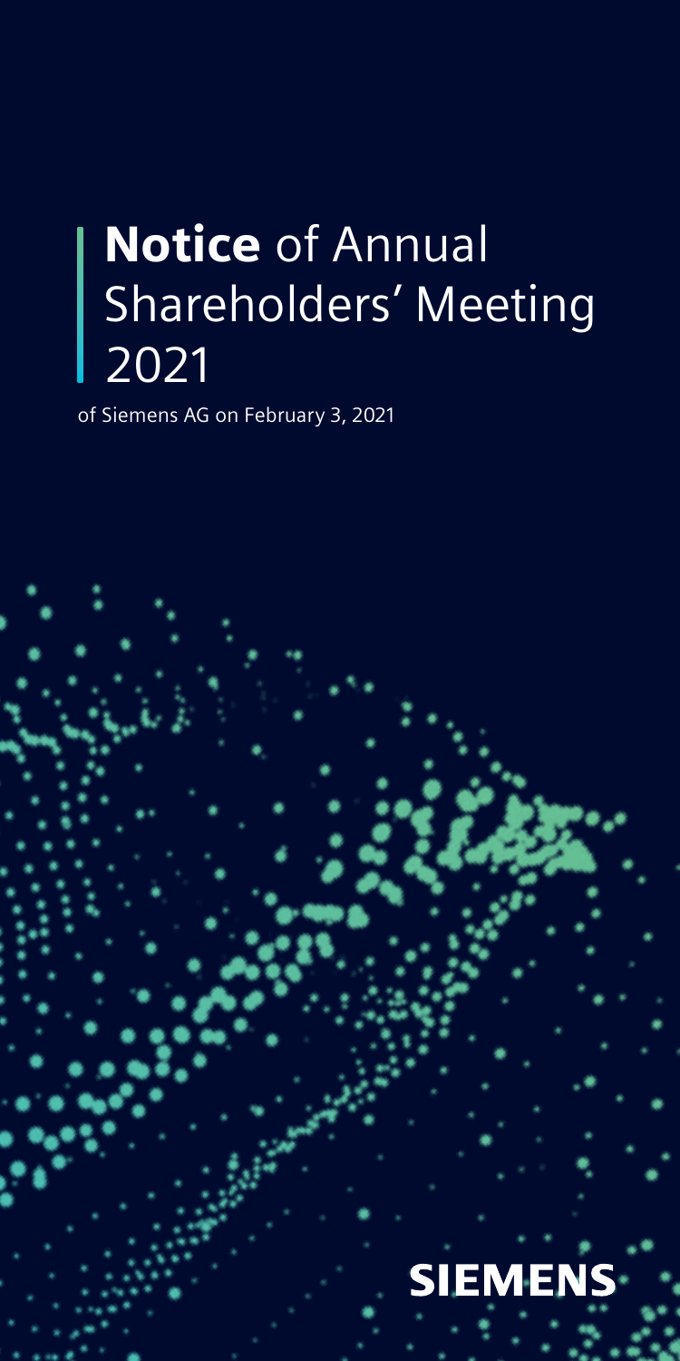# **Notice** of Annual Shareholders' Meeting 2021

of Siemens AG on February 3, 2021

SIEMENS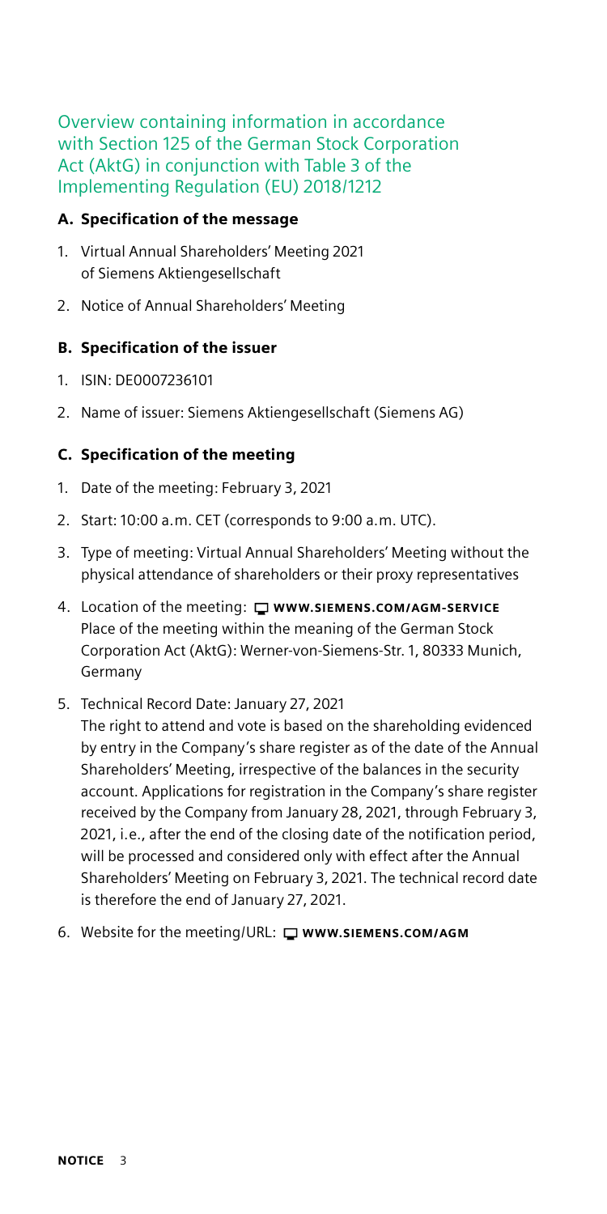# Overview containing information in accordance with Section 125 of the German Stock Corporation Act (AktG) in conjunction with Table 3 of the Implementing Regulation (EU) 2018/1212

## A. Specification of the message

1. Virtual Annual Shareholders' Meeting 2021 of Siemens Aktiengesellschaft
2. Notice of Annual Shareholders' Meeting

## B. Specification of the issuer

1. ISIN: DE0007236101
2. Name of issuer: Siemens Aktiengesellschaft (Siemens AG)

## C. Specification of the meeting

1. Date of the meeting: February 3, 2021
2. Start: 10:00 a.m. CET (corresponds to 9:00 a.m. UTC).
3. Type of meeting: Virtual Annual Shareholders' Meeting without the physical attendance of shareholders or their proxy representatives
4. Location of the meeting: **WWW.SIEMENS.COM/AGM-SERVICE**
   Place of the meeting within the meaning of the German Stock Corporation Act (AktG): Werner-von-Siemens-Str. 1, 80333 Munich, Germany
5. Technical Record Date: January 27, 2021
   The right to attend and vote is based on the shareholding evidenced by entry in the Company's share register as of the date of the Annual Shareholders' Meeting, irrespective of the balances in the security account. Applications for registration in the Company's share register received by the Company from January 28, 2021, through February 3, 2021, i.e., after the end of the closing date of the notification period, will be processed and considered only with effect after the Annual Shareholders' Meeting on February 3, 2021. The technical record date is therefore the end of January 27, 2021.
6. Website for the meeting/URL: **WWW.SIEMENS.COM/AGM**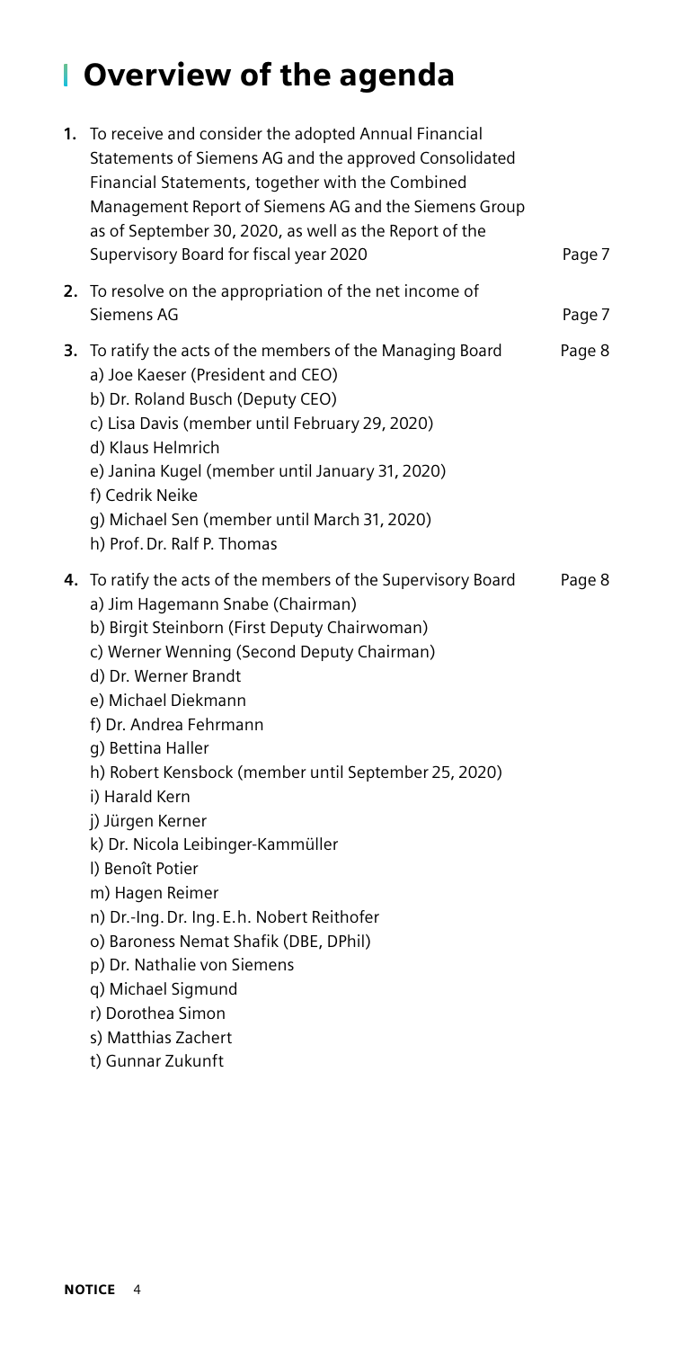# Overview of the agenda

1. To receive and consider the adopted Annual Financial Statements of Siemens AG and the approved Consolidated Financial Statements, together with the Combined Management Report of Siemens AG and the Siemens Group as of September 30, 2020, as well as the Report of the Supervisory Board for fiscal year 2020 — Page 7

2. To resolve on the appropriation of the net income of Siemens AG — Page 7

3. To ratify the acts of the members of the Managing Board — Page 8
   a) Joe Kaeser (President and CEO)
   b) Dr. Roland Busch (Deputy CEO)
   c) Lisa Davis (member until February 29, 2020)
   d) Klaus Helmrich
   e) Janina Kugel (member until January 31, 2020)
   f) Cedrik Neike
   g) Michael Sen (member until March 31, 2020)
   h) Prof. Dr. Ralf P. Thomas

4. To ratify the acts of the members of the Supervisory Board — Page 8
   a) Jim Hagemann Snabe (Chairman)
   b) Birgit Steinborn (First Deputy Chairwoman)
   c) Werner Wenning (Second Deputy Chairman)
   d) Dr. Werner Brandt
   e) Michael Diekmann
   f) Dr. Andrea Fehrmann
   g) Bettina Haller
   h) Robert Kensbock (member until September 25, 2020)
   i) Harald Kern
   j) Jürgen Kerner
   k) Dr. Nicola Leibinger-Kammüller
   l) Benoît Potier
   m) Hagen Reimer
   n) Dr.-Ing. Dr. Ing. E.h. Nobert Reithofer
   o) Baroness Nemat Shafik (DBE, DPhil)
   p) Dr. Nathalie von Siemens
   q) Michael Sigmund
   r) Dorothea Simon
   s) Matthias Zachert
   t) Gunnar Zukunft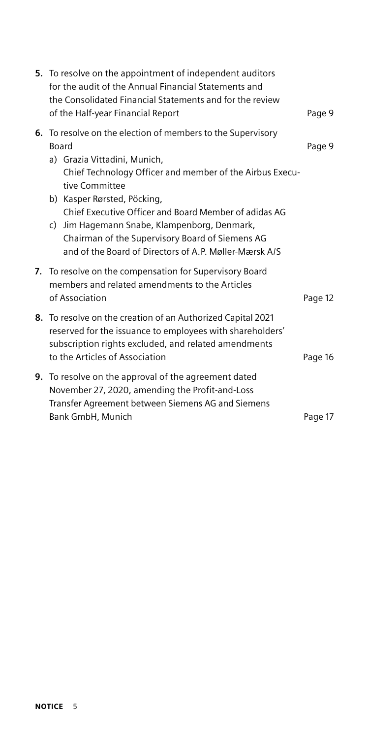5. To resolve on the appointment of independent auditors for the audit of the Annual Financial Statements and the Consolidated Financial Statements and for the review of the Half-year Financial Report — Page 9

6. To resolve on the election of members to the Supervisory Board — Page 9
   a) Grazia Vittadini, Munich,
      Chief Technology Officer and member of the Airbus Executive Committee
   b) Kasper Rørsted, Pöcking,
      Chief Executive Officer and Board Member of adidas AG
   c) Jim Hagemann Snabe, Klampenborg, Denmark,
      Chairman of the Supervisory Board of Siemens AG and of the Board of Directors of A.P. Møller-Mærsk A/S

7. To resolve on the compensation for Supervisory Board members and related amendments to the Articles of Association — Page 12

8. To resolve on the creation of an Authorized Capital 2021 reserved for the issuance to employees with shareholders' subscription rights excluded, and related amendments to the Articles of Association — Page 16

9. To resolve on the approval of the agreement dated November 27, 2020, amending the Profit-and-Loss Transfer Agreement between Siemens AG and Siemens Bank GmbH, Munich — Page 17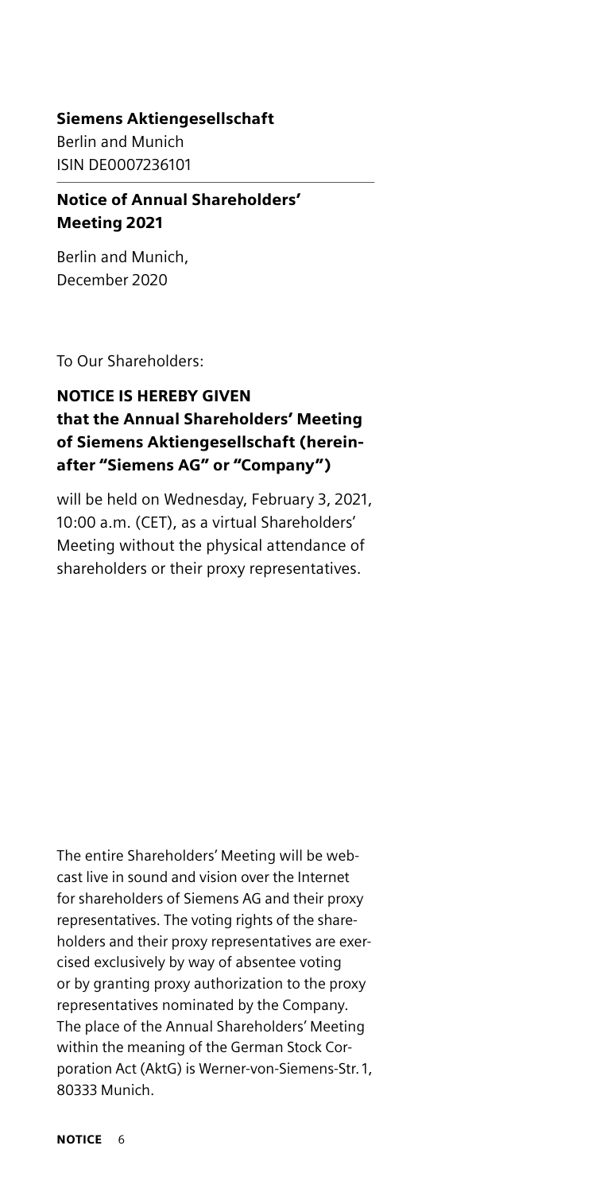**Siemens Aktiengesellschaft**
Berlin and Munich
ISIN DE0007236101

## Notice of Annual Shareholders' Meeting 2021

Berlin and Munich,
December 2020

To Our Shareholders:

### NOTICE IS HEREBY GIVEN that the Annual Shareholders' Meeting of Siemens Aktiengesellschaft (hereinafter "Siemens AG" or "Company")

will be held on Wednesday, February 3, 2021, 10:00 a.m. (CET), as a virtual Shareholders' Meeting without the physical attendance of shareholders or their proxy representatives.

The entire Shareholders' Meeting will be webcast live in sound and vision over the Internet for shareholders of Siemens AG and their proxy representatives. The voting rights of the shareholders and their proxy representatives are exercised exclusively by way of absentee voting or by granting proxy authorization to the proxy representatives nominated by the Company. The place of the Annual Shareholders' Meeting within the meaning of the German Stock Corporation Act (AktG) is Werner-von-Siemens-Str. 1, 80333 Munich.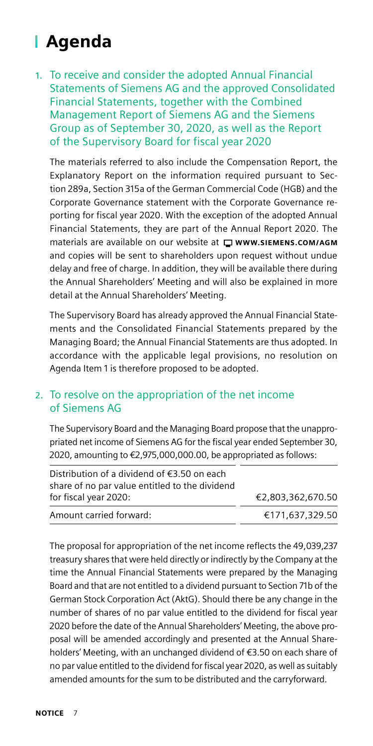# Agenda

## 1. To receive and consider the adopted Annual Financial Statements of Siemens AG and the approved Consolidated Financial Statements, together with the Combined Management Report of Siemens AG and the Siemens Group as of September 30, 2020, as well as the Report of the Supervisory Board for fiscal year 2020

The materials referred to also include the Compensation Report, the Explanatory Report on the information required pursuant to Section 289a, Section 315a of the German Commercial Code (HGB) and the Corporate Governance statement with the Corporate Governance reporting for fiscal year 2020. With the exception of the adopted Annual Financial Statements, they are part of the Annual Report 2020. The materials are available on our website at **WWW.SIEMENS.COM/AGM** and copies will be sent to shareholders upon request without undue delay and free of charge. In addition, they will be available there during the Annual Shareholders' Meeting and will also be explained in more detail at the Annual Shareholders' Meeting.

The Supervisory Board has already approved the Annual Financial Statements and the Consolidated Financial Statements prepared by the Managing Board; the Annual Financial Statements are thus adopted. In accordance with the applicable legal provisions, no resolution on Agenda Item 1 is therefore proposed to be adopted.

## 2. To resolve on the appropriation of the net income of Siemens AG

The Supervisory Board and the Managing Board propose that the unappropriated net income of Siemens AG for the fiscal year ended September 30, 2020, amounting to €2,975,000,000.00, be appropriated as follows:

| | |
|---|---|
| Distribution of a dividend of €3.50 on each share of no par value entitled to the dividend for fiscal year 2020: | €2,803,362,670.50 |
| Amount carried forward: | €171,637,329.50 |

The proposal for appropriation of the net income reflects the 49,039,237 treasury shares that were held directly or indirectly by the Company at the time the Annual Financial Statements were prepared by the Managing Board and that are not entitled to a dividend pursuant to Section 71b of the German Stock Corporation Act (AktG). Should there be any change in the number of shares of no par value entitled to the dividend for fiscal year 2020 before the date of the Annual Shareholders' Meeting, the above proposal will be amended accordingly and presented at the Annual Shareholders' Meeting, with an unchanged dividend of €3.50 on each share of no par value entitled to the dividend for fiscal year 2020, as well as suitably amended amounts for the sum to be distributed and the carryforward.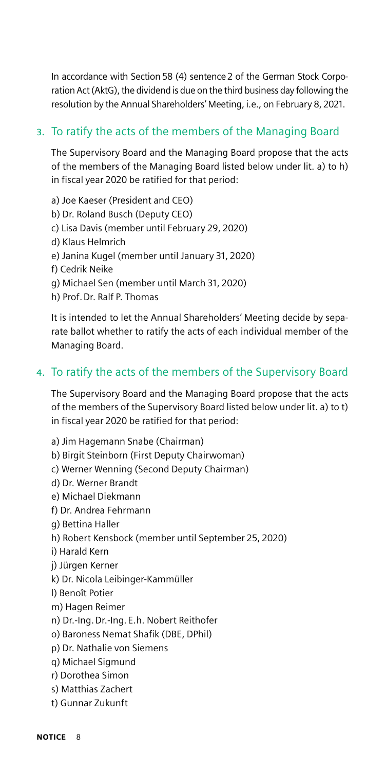In accordance with Section 58 (4) sentence 2 of the German Stock Corporation Act (AktG), the dividend is due on the third business day following the resolution by the Annual Shareholders' Meeting, i.e., on February 8, 2021.

## 3. To ratify the acts of the members of the Managing Board

The Supervisory Board and the Managing Board propose that the acts of the members of the Managing Board listed below under lit. a) to h) in fiscal year 2020 be ratified for that period:

a) Joe Kaeser (President and CEO)
b) Dr. Roland Busch (Deputy CEO)
c) Lisa Davis (member until February 29, 2020)
d) Klaus Helmrich
e) Janina Kugel (member until January 31, 2020)
f) Cedrik Neike
g) Michael Sen (member until March 31, 2020)
h) Prof. Dr. Ralf P. Thomas

It is intended to let the Annual Shareholders' Meeting decide by separate ballot whether to ratify the acts of each individual member of the Managing Board.

## 4. To ratify the acts of the members of the Supervisory Board

The Supervisory Board and the Managing Board propose that the acts of the members of the Supervisory Board listed below under lit. a) to t) in fiscal year 2020 be ratified for that period:

a) Jim Hagemann Snabe (Chairman)
b) Birgit Steinborn (First Deputy Chairwoman)
c) Werner Wenning (Second Deputy Chairman)
d) Dr. Werner Brandt
e) Michael Diekmann
f) Dr. Andrea Fehrmann
g) Bettina Haller
h) Robert Kensbock (member until September 25, 2020)
i) Harald Kern
j) Jürgen Kerner
k) Dr. Nicola Leibinger-Kammüller
l) Benoît Potier
m) Hagen Reimer
n) Dr.-Ing. Dr.-Ing. E.h. Nobert Reithofer
o) Baroness Nemat Shafik (DBE, DPhil)
p) Dr. Nathalie von Siemens
q) Michael Sigmund
r) Dorothea Simon
s) Matthias Zachert
t) Gunnar Zukunft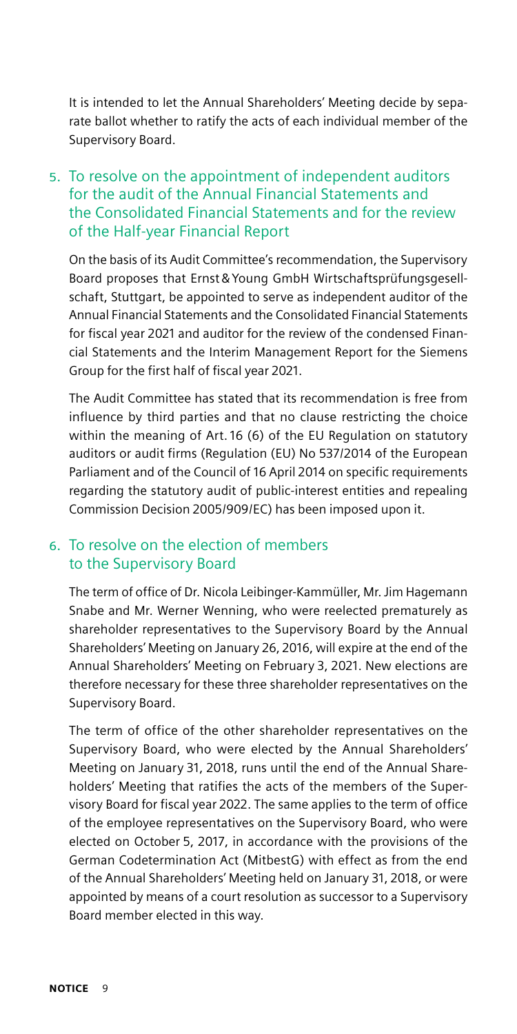It is intended to let the Annual Shareholders' Meeting decide by separate ballot whether to ratify the acts of each individual member of the Supervisory Board.

## 5. To resolve on the appointment of independent auditors for the audit of the Annual Financial Statements and the Consolidated Financial Statements and for the review of the Half-year Financial Report

On the basis of its Audit Committee's recommendation, the Supervisory Board proposes that Ernst & Young GmbH Wirtschaftsprüfungsgesellschaft, Stuttgart, be appointed to serve as independent auditor of the Annual Financial Statements and the Consolidated Financial Statements for fiscal year 2021 and auditor for the review of the condensed Financial Statements and the Interim Management Report for the Siemens Group for the first half of fiscal year 2021.

The Audit Committee has stated that its recommendation is free from influence by third parties and that no clause restricting the choice within the meaning of Art. 16 (6) of the EU Regulation on statutory auditors or audit firms (Regulation (EU) No 537/2014 of the European Parliament and of the Council of 16 April 2014 on specific requirements regarding the statutory audit of public-interest entities and repealing Commission Decision 2005/909/EC) has been imposed upon it.

## 6. To resolve on the election of members to the Supervisory Board

The term of office of Dr. Nicola Leibinger-Kammüller, Mr. Jim Hagemann Snabe and Mr. Werner Wenning, who were reelected prematurely as shareholder representatives to the Supervisory Board by the Annual Shareholders' Meeting on January 26, 2016, will expire at the end of the Annual Shareholders' Meeting on February 3, 2021. New elections are therefore necessary for these three shareholder representatives on the Supervisory Board.

The term of office of the other shareholder representatives on the Supervisory Board, who were elected by the Annual Shareholders' Meeting on January 31, 2018, runs until the end of the Annual Shareholders' Meeting that ratifies the acts of the members of the Supervisory Board for fiscal year 2022. The same applies to the term of office of the employee representatives on the Supervisory Board, who were elected on October 5, 2017, in accordance with the provisions of the German Codetermination Act (MitbestG) with effect as from the end of the Annual Shareholders' Meeting held on January 31, 2018, or were appointed by means of a court resolution as successor to a Supervisory Board member elected in this way.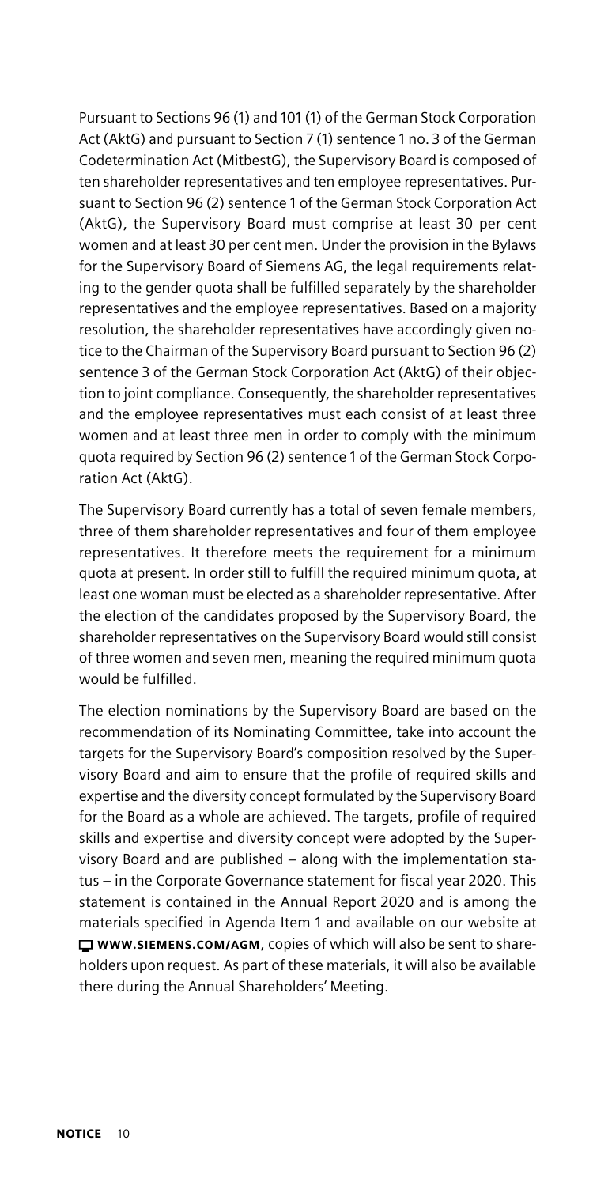Pursuant to Sections 96 (1) and 101 (1) of the German Stock Corporation Act (AktG) and pursuant to Section 7 (1) sentence 1 no. 3 of the German Codetermination Act (MitbestG), the Supervisory Board is composed of ten shareholder representatives and ten employee representatives. Pursuant to Section 96 (2) sentence 1 of the German Stock Corporation Act (AktG), the Supervisory Board must comprise at least 30 per cent women and at least 30 per cent men. Under the provision in the Bylaws for the Supervisory Board of Siemens AG, the legal requirements relating to the gender quota shall be fulfilled separately by the shareholder representatives and the employee representatives. Based on a majority resolution, the shareholder representatives have accordingly given notice to the Chairman of the Supervisory Board pursuant to Section 96 (2) sentence 3 of the German Stock Corporation Act (AktG) of their objection to joint compliance. Consequently, the shareholder representatives and the employee representatives must each consist of at least three women and at least three men in order to comply with the minimum quota required by Section 96 (2) sentence 1 of the German Stock Corporation Act (AktG).

The Supervisory Board currently has a total of seven female members, three of them shareholder representatives and four of them employee representatives. It therefore meets the requirement for a minimum quota at present. In order still to fulfill the required minimum quota, at least one woman must be elected as a shareholder representative. After the election of the candidates proposed by the Supervisory Board, the shareholder representatives on the Supervisory Board would still consist of three women and seven men, meaning the required minimum quota would be fulfilled.

The election nominations by the Supervisory Board are based on the recommendation of its Nominating Committee, take into account the targets for the Supervisory Board's composition resolved by the Supervisory Board and aim to ensure that the profile of required skills and expertise and the diversity concept formulated by the Supervisory Board for the Board as a whole are achieved. The targets, profile of required skills and expertise and diversity concept were adopted by the Supervisory Board and are published – along with the implementation status – in the Corporate Governance statement for fiscal year 2020. This statement is contained in the Annual Report 2020 and is among the materials specified in Agenda Item 1 and available on our website at **WWW.SIEMENS.COM/AGM**, copies of which will also be sent to shareholders upon request. As part of these materials, it will also be available there during the Annual Shareholders' Meeting.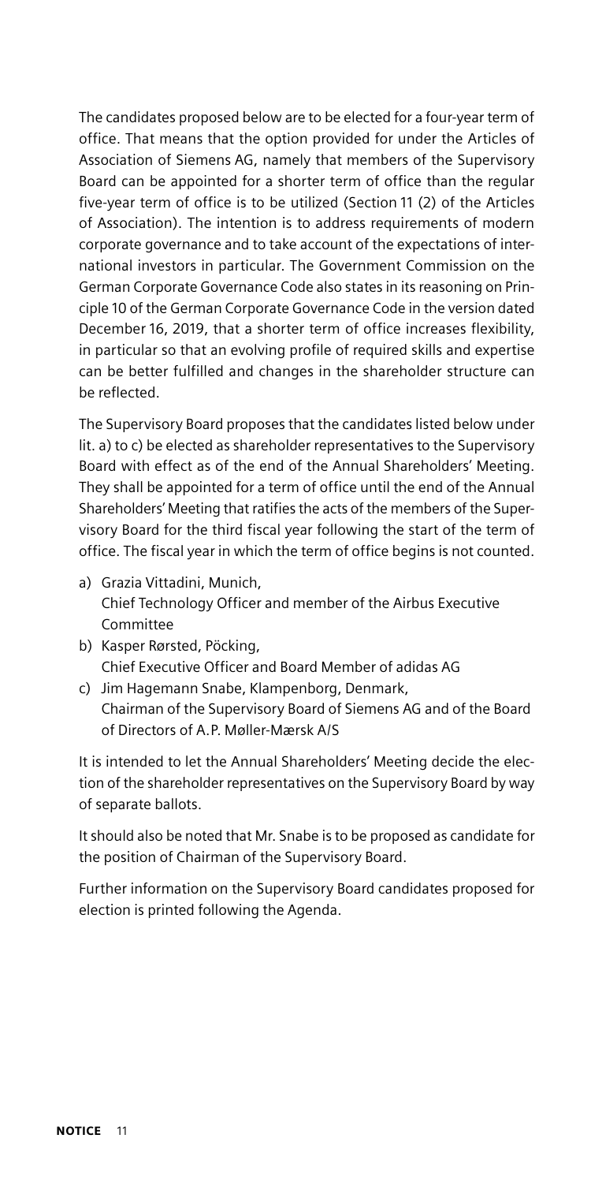The candidates proposed below are to be elected for a four-year term of office. That means that the option provided for under the Articles of Association of Siemens AG, namely that members of the Supervisory Board can be appointed for a shorter term of office than the regular five-year term of office is to be utilized (Section 11 (2) of the Articles of Association). The intention is to address requirements of modern corporate governance and to take account of the expectations of international investors in particular. The Government Commission on the German Corporate Governance Code also states in its reasoning on Principle 10 of the German Corporate Governance Code in the version dated December 16, 2019, that a shorter term of office increases flexibility, in particular so that an evolving profile of required skills and expertise can be better fulfilled and changes in the shareholder structure can be reflected.

The Supervisory Board proposes that the candidates listed below under lit. a) to c) be elected as shareholder representatives to the Supervisory Board with effect as of the end of the Annual Shareholders' Meeting. They shall be appointed for a term of office until the end of the Annual Shareholders' Meeting that ratifies the acts of the members of the Supervisory Board for the third fiscal year following the start of the term of office. The fiscal year in which the term of office begins is not counted.

a) Grazia Vittadini, Munich,  
   Chief Technology Officer and member of the Airbus Executive Committee
b) Kasper Rørsted, Pöcking,  
   Chief Executive Officer and Board Member of adidas AG
c) Jim Hagemann Snabe, Klampenborg, Denmark,  
   Chairman of the Supervisory Board of Siemens AG and of the Board of Directors of A.P. Møller-Mærsk A/S

It is intended to let the Annual Shareholders' Meeting decide the election of the shareholder representatives on the Supervisory Board by way of separate ballots.

It should also be noted that Mr. Snabe is to be proposed as candidate for the position of Chairman of the Supervisory Board.

Further information on the Supervisory Board candidates proposed for election is printed following the Agenda.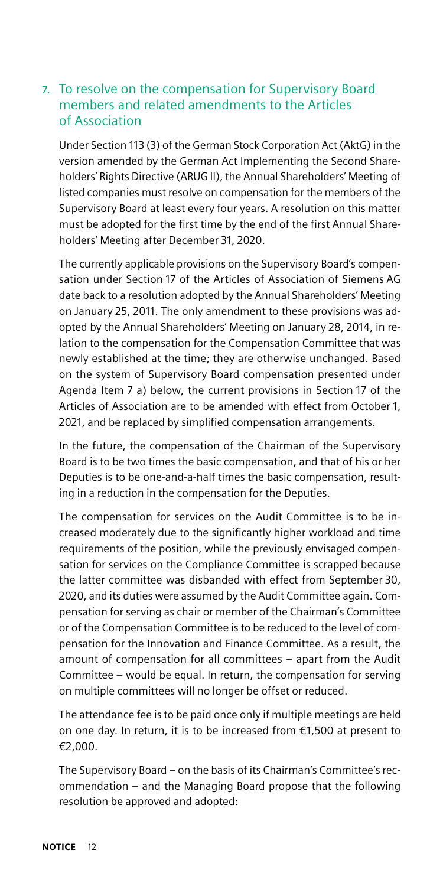## 7. To resolve on the compensation for Supervisory Board members and related amendments to the Articles of Association

Under Section 113 (3) of the German Stock Corporation Act (AktG) in the version amended by the German Act Implementing the Second Shareholders' Rights Directive (ARUG II), the Annual Shareholders' Meeting of listed companies must resolve on compensation for the members of the Supervisory Board at least every four years. A resolution on this matter must be adopted for the first time by the end of the first Annual Shareholders' Meeting after December 31, 2020.

The currently applicable provisions on the Supervisory Board's compensation under Section 17 of the Articles of Association of Siemens AG date back to a resolution adopted by the Annual Shareholders' Meeting on January 25, 2011. The only amendment to these provisions was adopted by the Annual Shareholders' Meeting on January 28, 2014, in relation to the compensation for the Compensation Committee that was newly established at the time; they are otherwise unchanged. Based on the system of Supervisory Board compensation presented under Agenda Item 7 a) below, the current provisions in Section 17 of the Articles of Association are to be amended with effect from October 1, 2021, and be replaced by simplified compensation arrangements.

In the future, the compensation of the Chairman of the Supervisory Board is to be two times the basic compensation, and that of his or her Deputies is to be one-and-a-half times the basic compensation, resulting in a reduction in the compensation for the Deputies.

The compensation for services on the Audit Committee is to be increased moderately due to the significantly higher workload and time requirements of the position, while the previously envisaged compensation for services on the Compliance Committee is scrapped because the latter committee was disbanded with effect from September 30, 2020, and its duties were assumed by the Audit Committee again. Compensation for serving as chair or member of the Chairman's Committee or of the Compensation Committee is to be reduced to the level of compensation for the Innovation and Finance Committee. As a result, the amount of compensation for all committees – apart from the Audit Committee – would be equal. In return, the compensation for serving on multiple committees will no longer be offset or reduced.

The attendance fee is to be paid once only if multiple meetings are held on one day. In return, it is to be increased from €1,500 at present to €2,000.

The Supervisory Board – on the basis of its Chairman's Committee's recommendation – and the Managing Board propose that the following resolution be approved and adopted: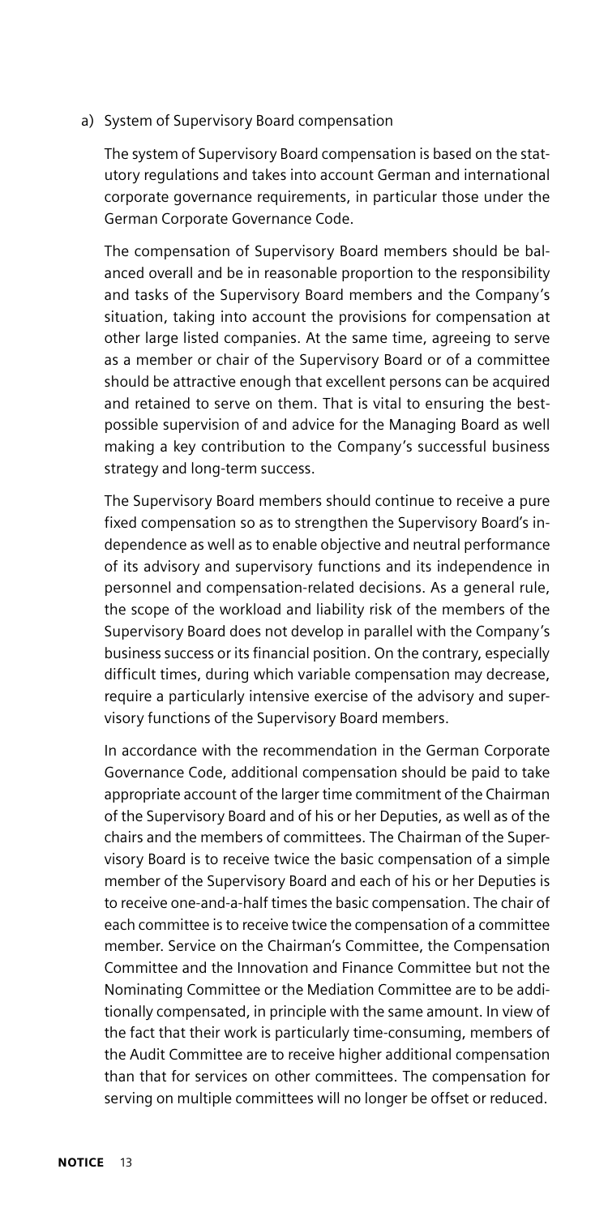a) System of Supervisory Board compensation

The system of Supervisory Board compensation is based on the statutory regulations and takes into account German and international corporate governance requirements, in particular those under the German Corporate Governance Code.

The compensation of Supervisory Board members should be balanced overall and be in reasonable proportion to the responsibility and tasks of the Supervisory Board members and the Company's situation, taking into account the provisions for compensation at other large listed companies. At the same time, agreeing to serve as a member or chair of the Supervisory Board or of a committee should be attractive enough that excellent persons can be acquired and retained to serve on them. That is vital to ensuring the best-possible supervision of and advice for the Managing Board as well making a key contribution to the Company's successful business strategy and long-term success.

The Supervisory Board members should continue to receive a pure fixed compensation so as to strengthen the Supervisory Board's independence as well as to enable objective and neutral performance of its advisory and supervisory functions and its independence in personnel and compensation-related decisions. As a general rule, the scope of the workload and liability risk of the members of the Supervisory Board does not develop in parallel with the Company's business success or its financial position. On the contrary, especially difficult times, during which variable compensation may decrease, require a particularly intensive exercise of the advisory and supervisory functions of the Supervisory Board members.

In accordance with the recommendation in the German Corporate Governance Code, additional compensation should be paid to take appropriate account of the larger time commitment of the Chairman of the Supervisory Board and of his or her Deputies, as well as of the chairs and the members of committees. The Chairman of the Supervisory Board is to receive twice the basic compensation of a simple member of the Supervisory Board and each of his or her Deputies is to receive one-and-a-half times the basic compensation. The chair of each committee is to receive twice the compensation of a committee member. Service on the Chairman's Committee, the Compensation Committee and the Innovation and Finance Committee but not the Nominating Committee or the Mediation Committee are to be additionally compensated, in principle with the same amount. In view of the fact that their work is particularly time-consuming, members of the Audit Committee are to receive higher additional compensation than that for services on other committees. The compensation for serving on multiple committees will no longer be offset or reduced.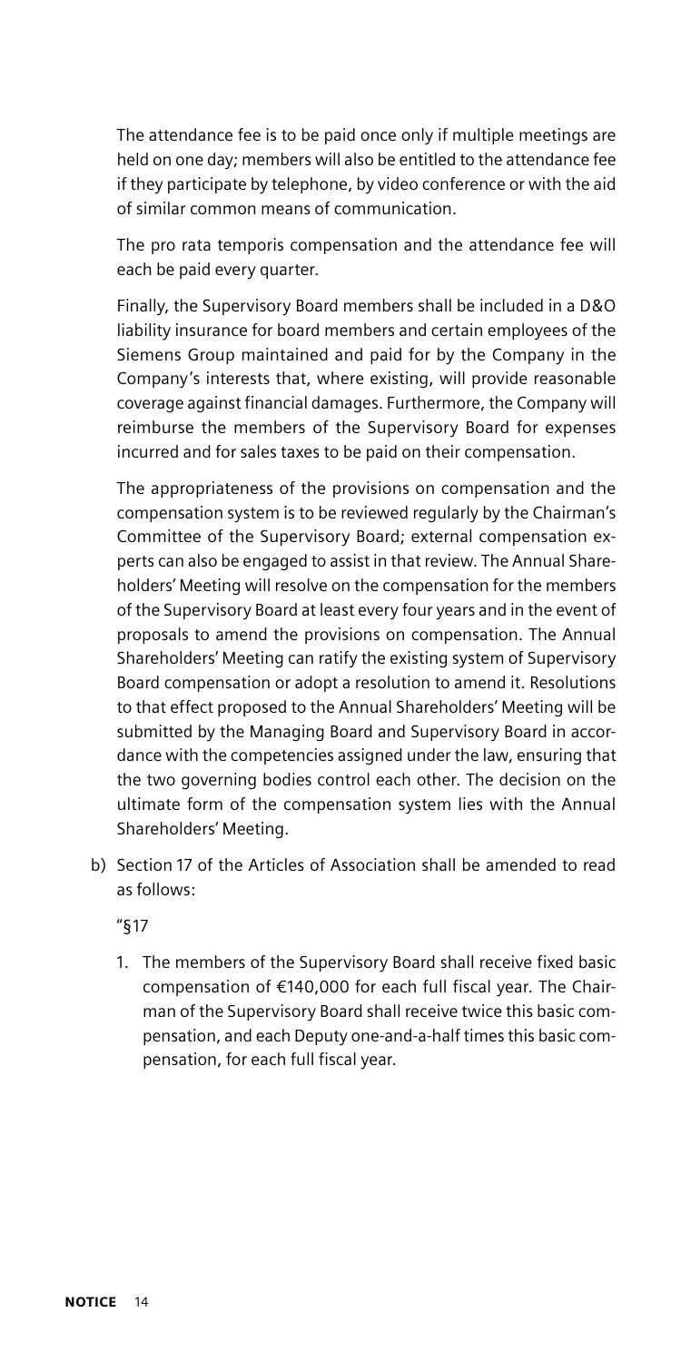The attendance fee is to be paid once only if multiple meetings are held on one day; members will also be entitled to the attendance fee if they participate by telephone, by video conference or with the aid of similar common means of communication.

The pro rata temporis compensation and the attendance fee will each be paid every quarter.

Finally, the Supervisory Board members shall be included in a D&O liability insurance for board members and certain employees of the Siemens Group maintained and paid for by the Company in the Company's interests that, where existing, will provide reasonable coverage against financial damages. Furthermore, the Company will reimburse the members of the Supervisory Board for expenses incurred and for sales taxes to be paid on their compensation.

The appropriateness of the provisions on compensation and the compensation system is to be reviewed regularly by the Chairman's Committee of the Supervisory Board; external compensation experts can also be engaged to assist in that review. The Annual Shareholders' Meeting will resolve on the compensation for the members of the Supervisory Board at least every four years and in the event of proposals to amend the provisions on compensation. The Annual Shareholders' Meeting can ratify the existing system of Supervisory Board compensation or adopt a resolution to amend it. Resolutions to that effect proposed to the Annual Shareholders' Meeting will be submitted by the Managing Board and Supervisory Board in accordance with the competencies assigned under the law, ensuring that the two governing bodies control each other. The decision on the ultimate form of the compensation system lies with the Annual Shareholders' Meeting.

b) Section 17 of the Articles of Association shall be amended to read as follows:

"§17

1. The members of the Supervisory Board shall receive fixed basic compensation of €140,000 for each full fiscal year. The Chairman of the Supervisory Board shall receive twice this basic compensation, and each Deputy one-and-a-half times this basic compensation, for each full fiscal year.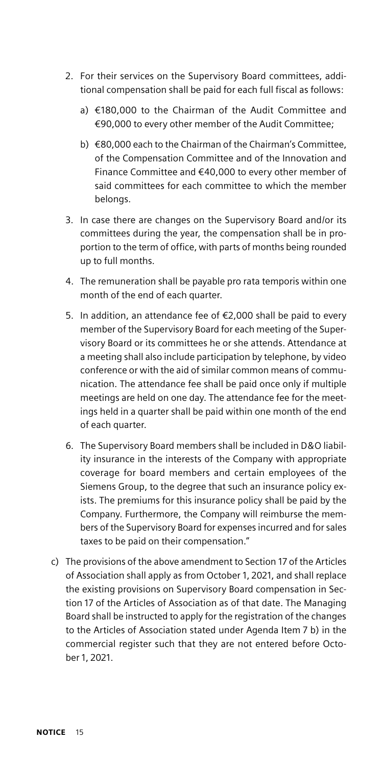2. For their services on the Supervisory Board committees, additional compensation shall be paid for each full fiscal as follows:

   a) €180,000 to the Chairman of the Audit Committee and €90,000 to every other member of the Audit Committee;

   b) €80,000 each to the Chairman of the Chairman's Committee, of the Compensation Committee and of the Innovation and Finance Committee and €40,000 to every other member of said committees for each committee to which the member belongs.

3. In case there are changes on the Supervisory Board and/or its committees during the year, the compensation shall be in proportion to the term of office, with parts of months being rounded up to full months.

4. The remuneration shall be payable pro rata temporis within one month of the end of each quarter.

5. In addition, an attendance fee of €2,000 shall be paid to every member of the Supervisory Board for each meeting of the Supervisory Board or its committees he or she attends. Attendance at a meeting shall also include participation by telephone, by video conference or with the aid of similar common means of communication. The attendance fee shall be paid once only if multiple meetings are held on one day. The attendance fee for the meetings held in a quarter shall be paid within one month of the end of each quarter.

6. The Supervisory Board members shall be included in D&O liability insurance in the interests of the Company with appropriate coverage for board members and certain employees of the Siemens Group, to the degree that such an insurance policy exists. The premiums for this insurance policy shall be paid by the Company. Furthermore, the Company will reimburse the members of the Supervisory Board for expenses incurred and for sales taxes to be paid on their compensation."

c) The provisions of the above amendment to Section 17 of the Articles of Association shall apply as from October 1, 2021, and shall replace the existing provisions on Supervisory Board compensation in Section 17 of the Articles of Association as of that date. The Managing Board shall be instructed to apply for the registration of the changes to the Articles of Association stated under Agenda Item 7 b) in the commercial register such that they are not entered before October 1, 2021.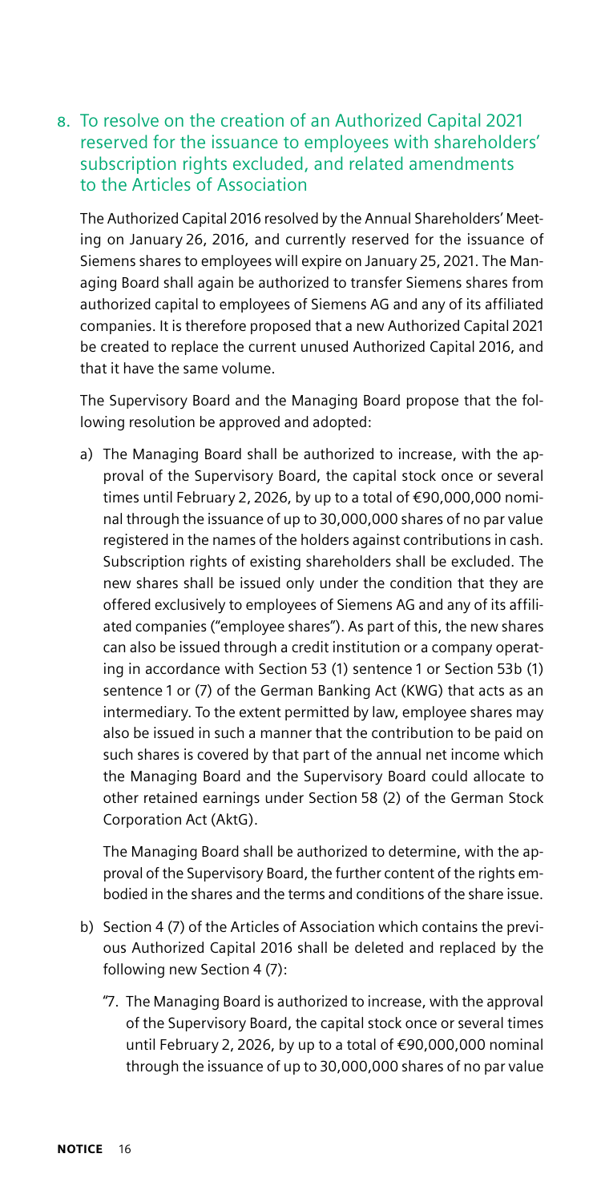## 8. To resolve on the creation of an Authorized Capital 2021 reserved for the issuance to employees with shareholders' subscription rights excluded, and related amendments to the Articles of Association

The Authorized Capital 2016 resolved by the Annual Shareholders' Meeting on January 26, 2016, and currently reserved for the issuance of Siemens shares to employees will expire on January 25, 2021. The Managing Board shall again be authorized to transfer Siemens shares from authorized capital to employees of Siemens AG and any of its affiliated companies. It is therefore proposed that a new Authorized Capital 2021 be created to replace the current unused Authorized Capital 2016, and that it have the same volume.

The Supervisory Board and the Managing Board propose that the following resolution be approved and adopted:

a) The Managing Board shall be authorized to increase, with the approval of the Supervisory Board, the capital stock once or several times until February 2, 2026, by up to a total of €90,000,000 nominal through the issuance of up to 30,000,000 shares of no par value registered in the names of the holders against contributions in cash. Subscription rights of existing shareholders shall be excluded. The new shares shall be issued only under the condition that they are offered exclusively to employees of Siemens AG and any of its affiliated companies ("employee shares"). As part of this, the new shares can also be issued through a credit institution or a company operating in accordance with Section 53 (1) sentence 1 or Section 53b (1) sentence 1 or (7) of the German Banking Act (KWG) that acts as an intermediary. To the extent permitted by law, employee shares may also be issued in such a manner that the contribution to be paid on such shares is covered by that part of the annual net income which the Managing Board and the Supervisory Board could allocate to other retained earnings under Section 58 (2) of the German Stock Corporation Act (AktG).

   The Managing Board shall be authorized to determine, with the approval of the Supervisory Board, the further content of the rights embodied in the shares and the terms and conditions of the share issue.

b) Section 4 (7) of the Articles of Association which contains the previous Authorized Capital 2016 shall be deleted and replaced by the following new Section 4 (7):

   "7. The Managing Board is authorized to increase, with the approval of the Supervisory Board, the capital stock once or several times until February 2, 2026, by up to a total of €90,000,000 nominal through the issuance of up to 30,000,000 shares of no par value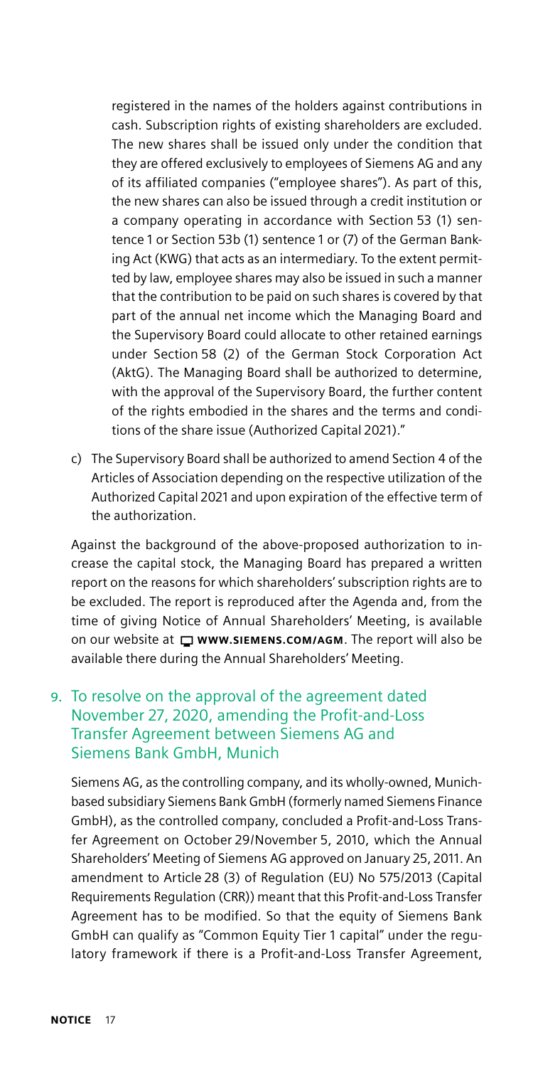registered in the names of the holders against contributions in cash. Subscription rights of existing shareholders are excluded. The new shares shall be issued only under the condition that they are offered exclusively to employees of Siemens AG and any of its affiliated companies ("employee shares"). As part of this, the new shares can also be issued through a credit institution or a company operating in accordance with Section 53 (1) sentence 1 or Section 53b (1) sentence 1 or (7) of the German Banking Act (KWG) that acts as an intermediary. To the extent permitted by law, employee shares may also be issued in such a manner that the contribution to be paid on such shares is covered by that part of the annual net income which the Managing Board and the Supervisory Board could allocate to other retained earnings under Section 58 (2) of the German Stock Corporation Act (AktG). The Managing Board shall be authorized to determine, with the approval of the Supervisory Board, the further content of the rights embodied in the shares and the terms and conditions of the share issue (Authorized Capital 2021)."

c) The Supervisory Board shall be authorized to amend Section 4 of the Articles of Association depending on the respective utilization of the Authorized Capital 2021 and upon expiration of the effective term of the authorization.

Against the background of the above-proposed authorization to increase the capital stock, the Managing Board has prepared a written report on the reasons for which shareholders' subscription rights are to be excluded. The report is reproduced after the Agenda and, from the time of giving Notice of Annual Shareholders' Meeting, is available on our website at **WWW.SIEMENS.COM/AGM**. The report will also be available there during the Annual Shareholders' Meeting.

## 9. To resolve on the approval of the agreement dated November 27, 2020, amending the Profit-and-Loss Transfer Agreement between Siemens AG and Siemens Bank GmbH, Munich

Siemens AG, as the controlling company, and its wholly-owned, Munich-based subsidiary Siemens Bank GmbH (formerly named Siemens Finance GmbH), as the controlled company, concluded a Profit-and-Loss Transfer Agreement on October 29/November 5, 2010, which the Annual Shareholders' Meeting of Siemens AG approved on January 25, 2011. An amendment to Article 28 (3) of Regulation (EU) No 575/2013 (Capital Requirements Regulation (CRR)) meant that this Profit-and-Loss Transfer Agreement has to be modified. So that the equity of Siemens Bank GmbH can qualify as "Common Equity Tier 1 capital" under the regulatory framework if there is a Profit-and-Loss Transfer Agreement,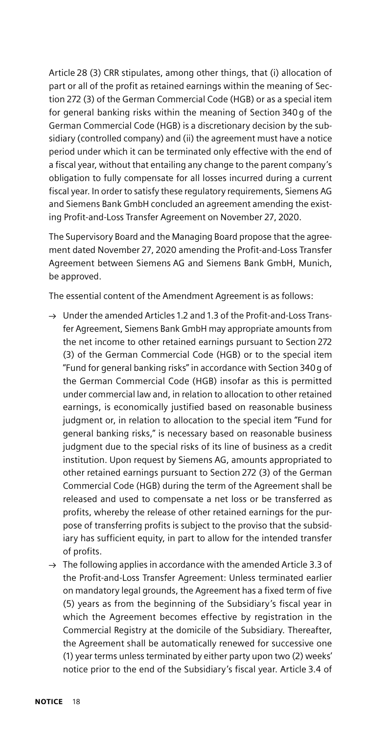Article 28 (3) CRR stipulates, among other things, that (i) allocation of part or all of the profit as retained earnings within the meaning of Section 272 (3) of the German Commercial Code (HGB) or as a special item for general banking risks within the meaning of Section 340 g of the German Commercial Code (HGB) is a discretionary decision by the subsidiary (controlled company) and (ii) the agreement must have a notice period under which it can be terminated only effective with the end of a fiscal year, without that entailing any change to the parent company's obligation to fully compensate for all losses incurred during a current fiscal year. In order to satisfy these regulatory requirements, Siemens AG and Siemens Bank GmbH concluded an agreement amending the existing Profit-and-Loss Transfer Agreement on November 27, 2020.

The Supervisory Board and the Managing Board propose that the agreement dated November 27, 2020 amending the Profit-and-Loss Transfer Agreement between Siemens AG and Siemens Bank GmbH, Munich, be approved.

The essential content of the Amendment Agreement is as follows:

- → Under the amended Articles 1.2 and 1.3 of the Profit-and-Loss Transfer Agreement, Siemens Bank GmbH may appropriate amounts from the net income to other retained earnings pursuant to Section 272 (3) of the German Commercial Code (HGB) or to the special item "Fund for general banking risks" in accordance with Section 340 g of the German Commercial Code (HGB) insofar as this is permitted under commercial law and, in relation to allocation to other retained earnings, is economically justified based on reasonable business judgment or, in relation to allocation to the special item "Fund for general banking risks," is necessary based on reasonable business judgment due to the special risks of its line of business as a credit institution. Upon request by Siemens AG, amounts appropriated to other retained earnings pursuant to Section 272 (3) of the German Commercial Code (HGB) during the term of the Agreement shall be released and used to compensate a net loss or be transferred as profits, whereby the release of other retained earnings for the purpose of transferring profits is subject to the proviso that the subsidiary has sufficient equity, in part to allow for the intended transfer of profits.
- → The following applies in accordance with the amended Article 3.3 of the Profit-and-Loss Transfer Agreement: Unless terminated earlier on mandatory legal grounds, the Agreement has a fixed term of five (5) years as from the beginning of the Subsidiary's fiscal year in which the Agreement becomes effective by registration in the Commercial Registry at the domicile of the Subsidiary. Thereafter, the Agreement shall be automatically renewed for successive one (1) year terms unless terminated by either party upon two (2) weeks' notice prior to the end of the Subsidiary's fiscal year. Article 3.4 of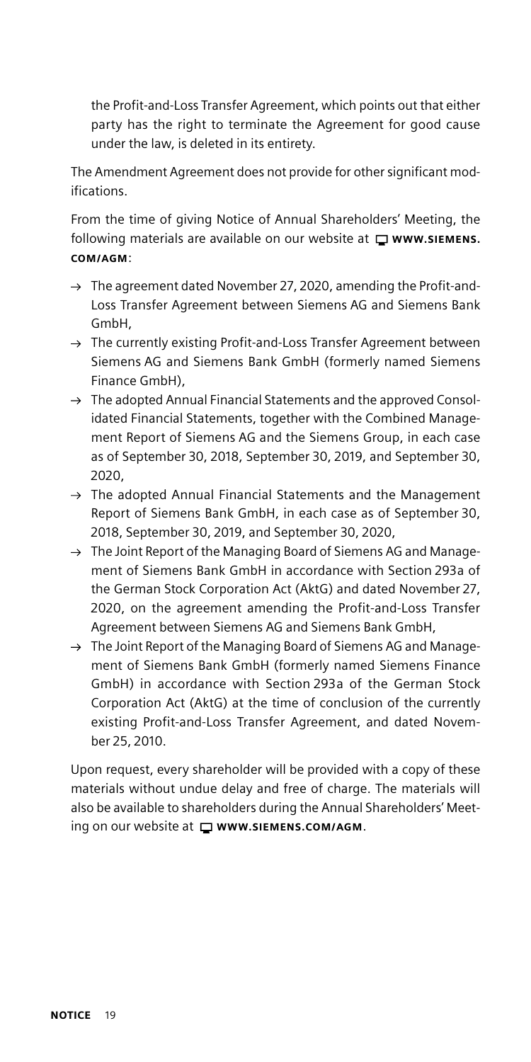the Profit-and-Loss Transfer Agreement, which points out that either party has the right to terminate the Agreement for good cause under the law, is deleted in its entirety.

The Amendment Agreement does not provide for other significant modifications.

From the time of giving Notice of Annual Shareholders' Meeting, the following materials are available on our website at **WWW.SIEMENS.COM/AGM**:

- → The agreement dated November 27, 2020, amending the Profit-and-Loss Transfer Agreement between Siemens AG and Siemens Bank GmbH,
- → The currently existing Profit-and-Loss Transfer Agreement between Siemens AG and Siemens Bank GmbH (formerly named Siemens Finance GmbH),
- → The adopted Annual Financial Statements and the approved Consolidated Financial Statements, together with the Combined Management Report of Siemens AG and the Siemens Group, in each case as of September 30, 2018, September 30, 2019, and September 30, 2020,
- → The adopted Annual Financial Statements and the Management Report of Siemens Bank GmbH, in each case as of September 30, 2018, September 30, 2019, and September 30, 2020,
- → The Joint Report of the Managing Board of Siemens AG and Management of Siemens Bank GmbH in accordance with Section 293a of the German Stock Corporation Act (AktG) and dated November 27, 2020, on the agreement amending the Profit-and-Loss Transfer Agreement between Siemens AG and Siemens Bank GmbH,
- → The Joint Report of the Managing Board of Siemens AG and Management of Siemens Bank GmbH (formerly named Siemens Finance GmbH) in accordance with Section 293a of the German Stock Corporation Act (AktG) at the time of conclusion of the currently existing Profit-and-Loss Transfer Agreement, and dated November 25, 2010.

Upon request, every shareholder will be provided with a copy of these materials without undue delay and free of charge. The materials will also be available to shareholders during the Annual Shareholders' Meeting on our website at **WWW.SIEMENS.COM/AGM**.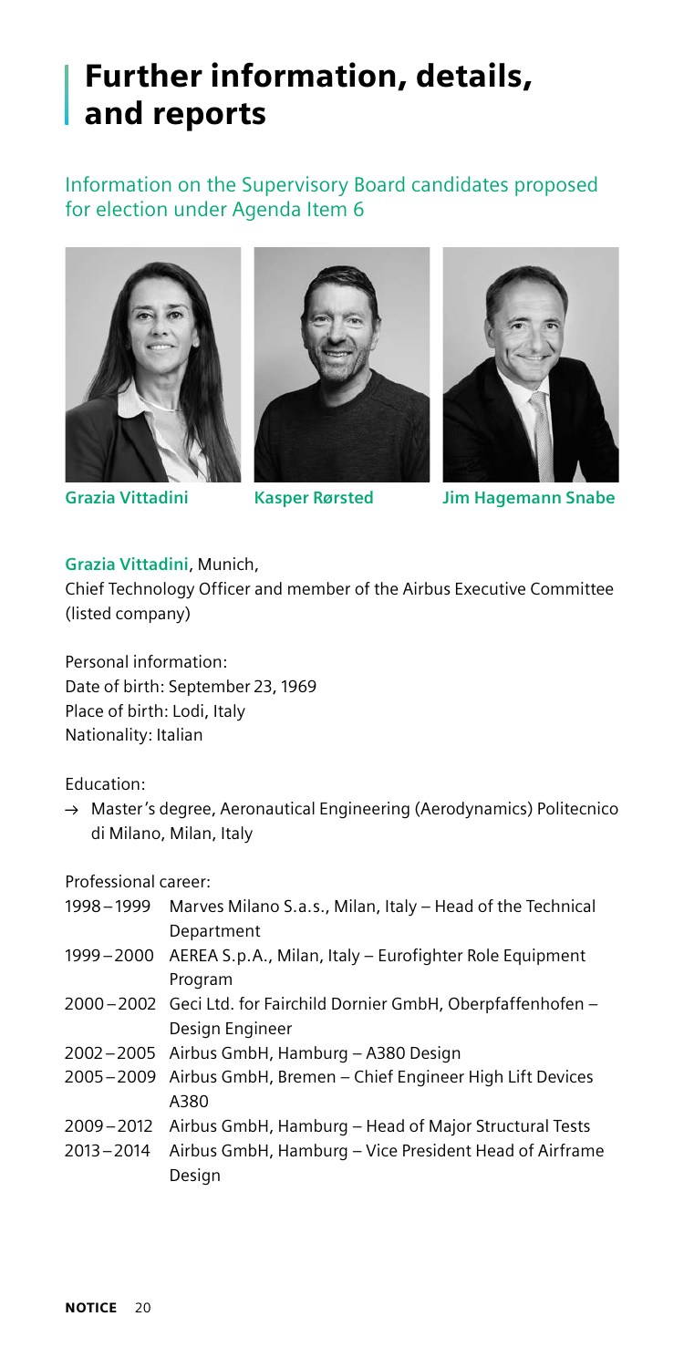# Further information, details, and reports

## Information on the Supervisory Board candidates proposed for election under Agenda Item 6

**Grazia Vittadini** **Kasper Rørsted** **Jim Hagemann Snabe**

**Grazia Vittadini**, Munich,
Chief Technology Officer and member of the Airbus Executive Committee (listed company)

Personal information:
Date of birth: September 23, 1969
Place of birth: Lodi, Italy
Nationality: Italian

Education:

→ Master's degree, Aeronautical Engineering (Aerodynamics) Politecnico di Milano, Milan, Italy

Professional career:

| | |
|---|---|
| 1998 – 1999 | Marves Milano S.a.s., Milan, Italy – Head of the Technical Department |
| 1999 – 2000 | AEREA S.p.A., Milan, Italy – Eurofighter Role Equipment Program |
| 2000 – 2002 | Geci Ltd. for Fairchild Dornier GmbH, Oberpfaffenhofen – Design Engineer |
| 2002 – 2005 | Airbus GmbH, Hamburg – A380 Design |
| 2005 – 2009 | Airbus GmbH, Bremen – Chief Engineer High Lift Devices A380 |
| 2009 – 2012 | Airbus GmbH, Hamburg – Head of Major Structural Tests |
| 2013 – 2014 | Airbus GmbH, Hamburg – Vice President Head of Airframe Design |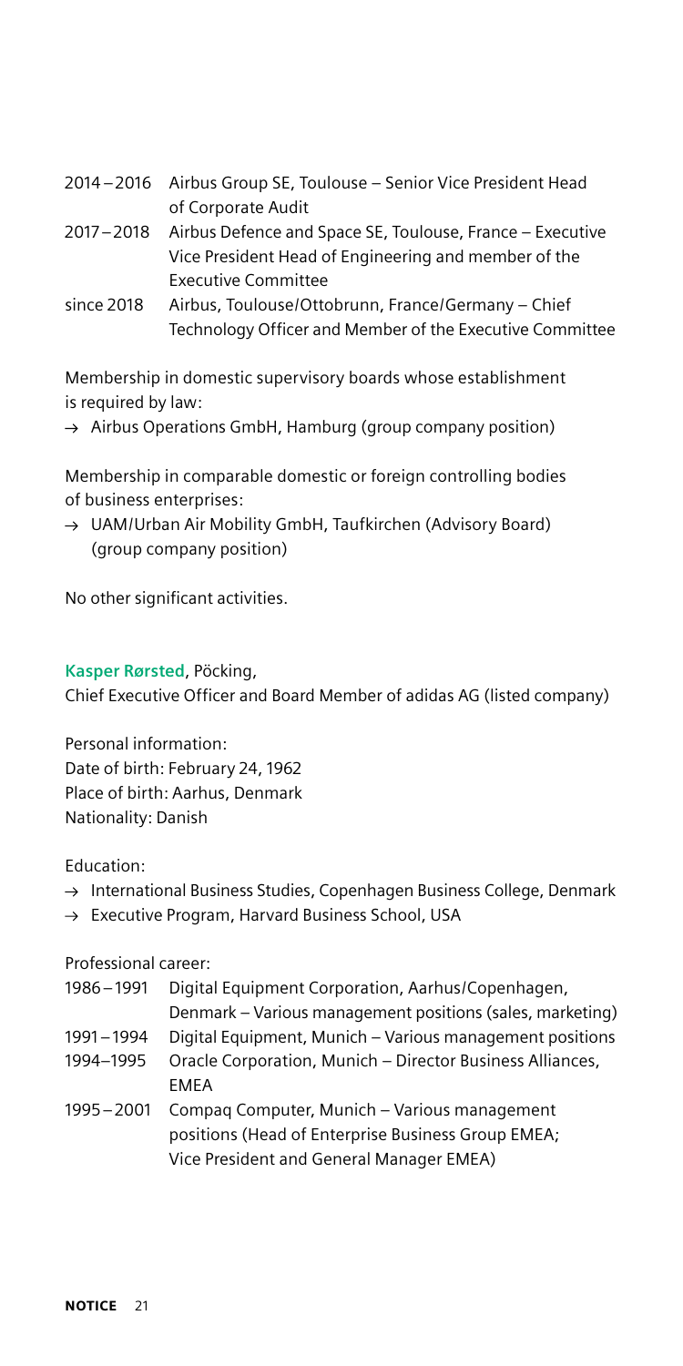2014 – 2016 Airbus Group SE, Toulouse – Senior Vice President Head of Corporate Audit

2017 – 2018 Airbus Defence and Space SE, Toulouse, France – Executive Vice President Head of Engineering and member of the Executive Committee

since 2018 Airbus, Toulouse/Ottobrunn, France/Germany – Chief Technology Officer and Member of the Executive Committee

Membership in domestic supervisory boards whose establishment is required by law:

→ Airbus Operations GmbH, Hamburg (group company position)

Membership in comparable domestic or foreign controlling bodies of business enterprises:

→ UAM/Urban Air Mobility GmbH, Taufkirchen (Advisory Board) (group company position)

No other significant activities.

**Kasper Rørsted**, Pöcking,
Chief Executive Officer and Board Member of adidas AG (listed company)

Personal information:
Date of birth: February 24, 1962
Place of birth: Aarhus, Denmark
Nationality: Danish

Education:

→ International Business Studies, Copenhagen Business College, Denmark
→ Executive Program, Harvard Business School, USA

Professional career:

1986 – 1991 Digital Equipment Corporation, Aarhus/Copenhagen, Denmark – Various management positions (sales, marketing)

1991 – 1994 Digital Equipment, Munich – Various management positions

1994–1995 Oracle Corporation, Munich – Director Business Alliances, EMEA

1995 – 2001 Compaq Computer, Munich – Various management positions (Head of Enterprise Business Group EMEA; Vice President and General Manager EMEA)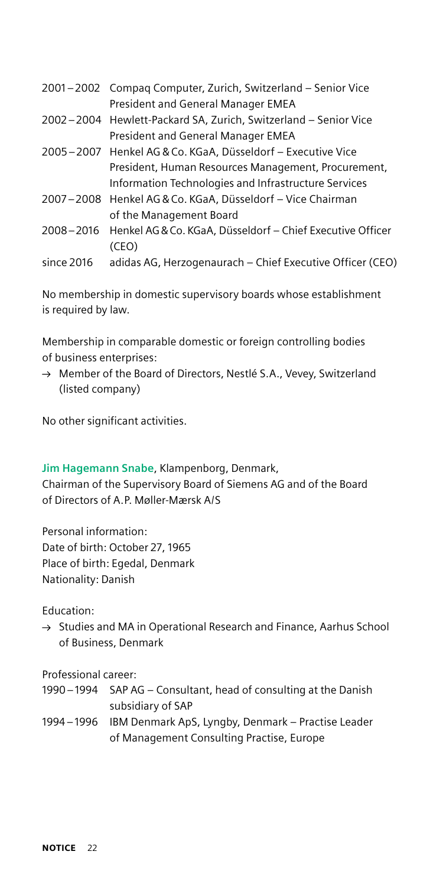| | |
|---|---|
| 2001 – 2002 | Compaq Computer, Zurich, Switzerland – Senior Vice President and General Manager EMEA |
| 2002 – 2004 | Hewlett-Packard SA, Zurich, Switzerland – Senior Vice President and General Manager EMEA |
| 2005 – 2007 | Henkel AG & Co. KGaA, Düsseldorf – Executive Vice President, Human Resources Management, Procurement, Information Technologies and Infrastructure Services |
| 2007 – 2008 | Henkel AG & Co. KGaA, Düsseldorf – Vice Chairman of the Management Board |
| 2008 – 2016 | Henkel AG & Co. KGaA, Düsseldorf – Chief Executive Officer (CEO) |
| since 2016 | adidas AG, Herzogenaurach – Chief Executive Officer (CEO) |

No membership in domestic supervisory boards whose establishment is required by law.

Membership in comparable domestic or foreign controlling bodies of business enterprises:

→ Member of the Board of Directors, Nestlé S.A., Vevey, Switzerland (listed company)

No other significant activities.

**Jim Hagemann Snabe**, Klampenborg, Denmark,
Chairman of the Supervisory Board of Siemens AG and of the Board of Directors of A.P. Møller-Mærsk A/S

Personal information:
Date of birth: October 27, 1965
Place of birth: Egedal, Denmark
Nationality: Danish

Education:

→ Studies and MA in Operational Research and Finance, Aarhus School of Business, Denmark

Professional career:

| | |
|---|---|
| 1990 – 1994 | SAP AG – Consultant, head of consulting at the Danish subsidiary of SAP |
| 1994 – 1996 | IBM Denmark ApS, Lyngby, Denmark – Practise Leader of Management Consulting Practise, Europe |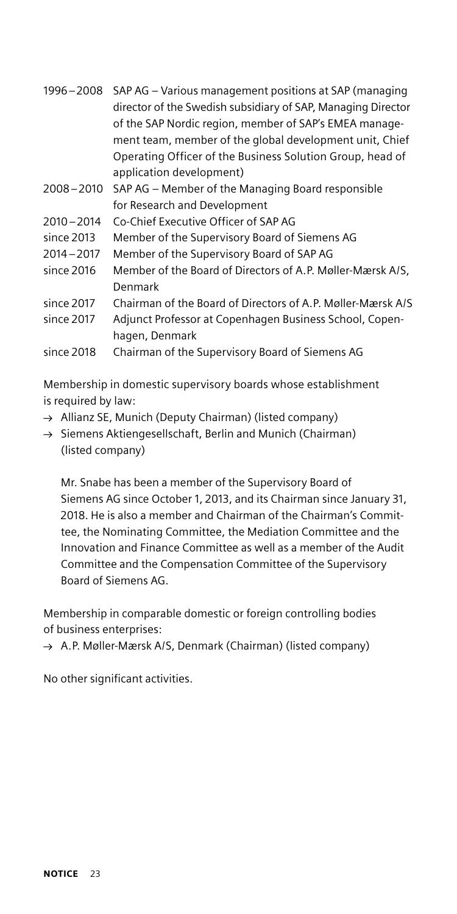| | |
|---|---|
| 1996 – 2008 | SAP AG – Various management positions at SAP (managing director of the Swedish subsidiary of SAP, Managing Director of the SAP Nordic region, member of SAP's EMEA management team, member of the global development unit, Chief Operating Officer of the Business Solution Group, head of application development) |
| 2008 – 2010 | SAP AG – Member of the Managing Board responsible for Research and Development |
| 2010 – 2014 | Co-Chief Executive Officer of SAP AG |
| since 2013 | Member of the Supervisory Board of Siemens AG |
| 2014 – 2017 | Member of the Supervisory Board of SAP AG |
| since 2016 | Member of the Board of Directors of A.P. Møller-Mærsk A/S, Denmark |
| since 2017 | Chairman of the Board of Directors of A.P. Møller-Mærsk A/S |
| since 2017 | Adjunct Professor at Copenhagen Business School, Copenhagen, Denmark |
| since 2018 | Chairman of the Supervisory Board of Siemens AG |

Membership in domestic supervisory boards whose establishment is required by law:

- → Allianz SE, Munich (Deputy Chairman) (listed company)
- → Siemens Aktiengesellschaft, Berlin and Munich (Chairman) (listed company)

  Mr. Snabe has been a member of the Supervisory Board of Siemens AG since October 1, 2013, and its Chairman since January 31, 2018. He is also a member and Chairman of the Chairman's Committee, the Nominating Committee, the Mediation Committee and the Innovation and Finance Committee as well as a member of the Audit Committee and the Compensation Committee of the Supervisory Board of Siemens AG.

Membership in comparable domestic or foreign controlling bodies of business enterprises:

- → A.P. Møller-Mærsk A/S, Denmark (Chairman) (listed company)

No other significant activities.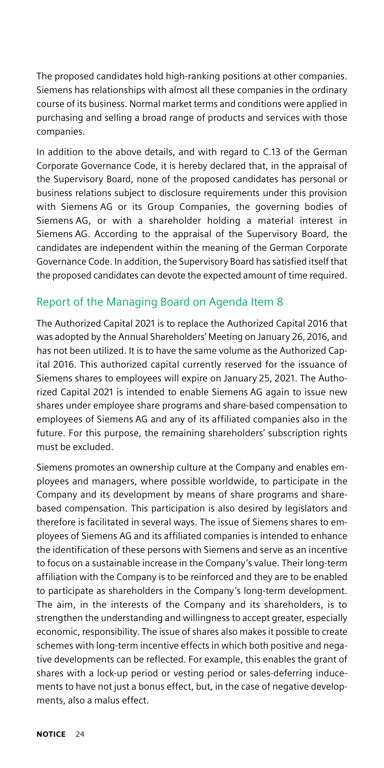The proposed candidates hold high-ranking positions at other companies. Siemens has relationships with almost all these companies in the ordinary course of its business. Normal market terms and conditions were applied in purchasing and selling a broad range of products and services with those companies.

In addition to the above details, and with regard to C.13 of the German Corporate Governance Code, it is hereby declared that, in the appraisal of the Supervisory Board, none of the proposed candidates has personal or business relations subject to disclosure requirements under this provision with Siemens AG or its Group Companies, the governing bodies of Siemens AG, or with a shareholder holding a material interest in Siemens AG. According to the appraisal of the Supervisory Board, the candidates are independent within the meaning of the German Corporate Governance Code. In addition, the Supervisory Board has satisfied itself that the proposed candidates can devote the expected amount of time required.

## Report of the Managing Board on Agenda Item 8

The Authorized Capital 2021 is to replace the Authorized Capital 2016 that was adopted by the Annual Shareholders' Meeting on January 26, 2016, and has not been utilized. It is to have the same volume as the Authorized Capital 2016. This authorized capital currently reserved for the issuance of Siemens shares to employees will expire on January 25, 2021. The Authorized Capital 2021 is intended to enable Siemens AG again to issue new shares under employee share programs and share-based compensation to employees of Siemens AG and any of its affiliated companies also in the future. For this purpose, the remaining shareholders' subscription rights must be excluded.

Siemens promotes an ownership culture at the Company and enables employees and managers, where possible worldwide, to participate in the Company and its development by means of share programs and share-based compensation. This participation is also desired by legislators and therefore is facilitated in several ways. The issue of Siemens shares to employees of Siemens AG and its affiliated companies is intended to enhance the identification of these persons with Siemens and serve as an incentive to focus on a sustainable increase in the Company's value. Their long-term affiliation with the Company is to be reinforced and they are to be enabled to participate as shareholders in the Company's long-term development. The aim, in the interests of the Company and its shareholders, is to strengthen the understanding and willingness to accept greater, especially economic, responsibility. The issue of shares also makes it possible to create schemes with long-term incentive effects in which both positive and negative developments can be reflected. For example, this enables the grant of shares with a lock-up period or vesting period or sales-deferring inducements to have not just a bonus effect, but, in the case of negative developments, also a malus effect.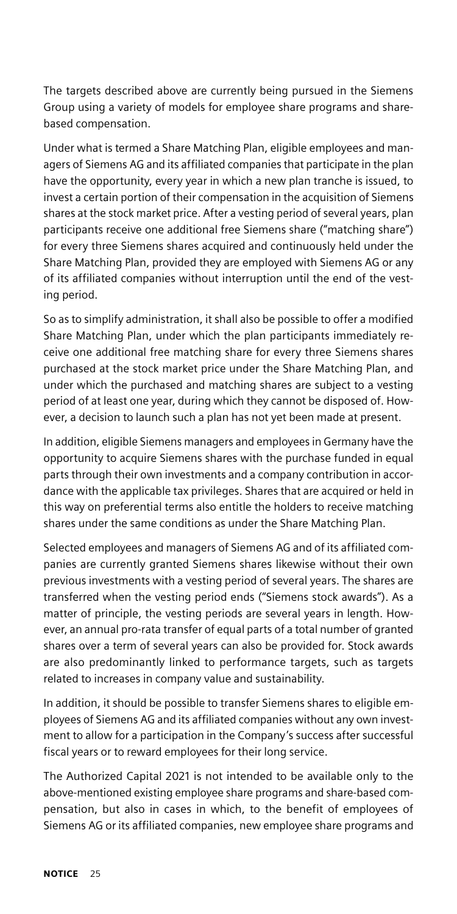The targets described above are currently being pursued in the Siemens Group using a variety of models for employee share programs and share-based compensation.

Under what is termed a Share Matching Plan, eligible employees and managers of Siemens AG and its affiliated companies that participate in the plan have the opportunity, every year in which a new plan tranche is issued, to invest a certain portion of their compensation in the acquisition of Siemens shares at the stock market price. After a vesting period of several years, plan participants receive one additional free Siemens share ("matching share") for every three Siemens shares acquired and continuously held under the Share Matching Plan, provided they are employed with Siemens AG or any of its affiliated companies without interruption until the end of the vesting period.

So as to simplify administration, it shall also be possible to offer a modified Share Matching Plan, under which the plan participants immediately receive one additional free matching share for every three Siemens shares purchased at the stock market price under the Share Matching Plan, and under which the purchased and matching shares are subject to a vesting period of at least one year, during which they cannot be disposed of. However, a decision to launch such a plan has not yet been made at present.

In addition, eligible Siemens managers and employees in Germany have the opportunity to acquire Siemens shares with the purchase funded in equal parts through their own investments and a company contribution in accordance with the applicable tax privileges. Shares that are acquired or held in this way on preferential terms also entitle the holders to receive matching shares under the same conditions as under the Share Matching Plan.

Selected employees and managers of Siemens AG and of its affiliated companies are currently granted Siemens shares likewise without their own previous investments with a vesting period of several years. The shares are transferred when the vesting period ends ("Siemens stock awards"). As a matter of principle, the vesting periods are several years in length. However, an annual pro-rata transfer of equal parts of a total number of granted shares over a term of several years can also be provided for. Stock awards are also predominantly linked to performance targets, such as targets related to increases in company value and sustainability.

In addition, it should be possible to transfer Siemens shares to eligible employees of Siemens AG and its affiliated companies without any own investment to allow for a participation in the Company's success after successful fiscal years or to reward employees for their long service.

The Authorized Capital 2021 is not intended to be available only to the above-mentioned existing employee share programs and share-based compensation, but also in cases in which, to the benefit of employees of Siemens AG or its affiliated companies, new employee share programs and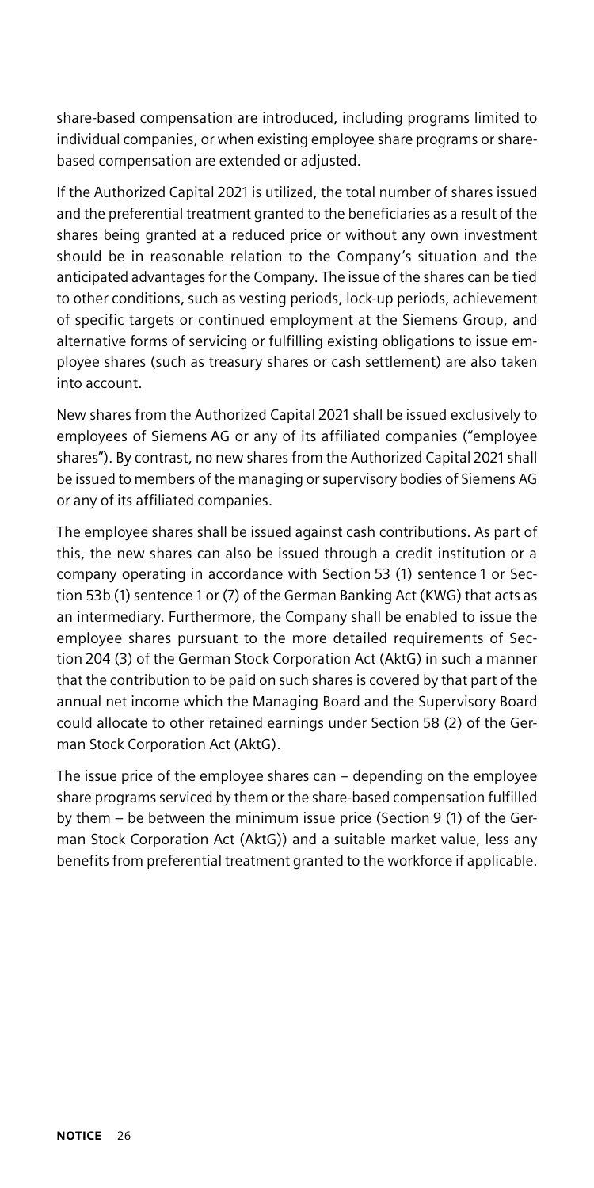share-based compensation are introduced, including programs limited to individual companies, or when existing employee share programs or share-based compensation are extended or adjusted.

If the Authorized Capital 2021 is utilized, the total number of shares issued and the preferential treatment granted to the beneficiaries as a result of the shares being granted at a reduced price or without any own investment should be in reasonable relation to the Company's situation and the anticipated advantages for the Company. The issue of the shares can be tied to other conditions, such as vesting periods, lock-up periods, achievement of specific targets or continued employment at the Siemens Group, and alternative forms of servicing or fulfilling existing obligations to issue employee shares (such as treasury shares or cash settlement) are also taken into account.

New shares from the Authorized Capital 2021 shall be issued exclusively to employees of Siemens AG or any of its affiliated companies ("employee shares"). By contrast, no new shares from the Authorized Capital 2021 shall be issued to members of the managing or supervisory bodies of Siemens AG or any of its affiliated companies.

The employee shares shall be issued against cash contributions. As part of this, the new shares can also be issued through a credit institution or a company operating in accordance with Section 53 (1) sentence 1 or Section 53b (1) sentence 1 or (7) of the German Banking Act (KWG) that acts as an intermediary. Furthermore, the Company shall be enabled to issue the employee shares pursuant to the more detailed requirements of Section 204 (3) of the German Stock Corporation Act (AktG) in such a manner that the contribution to be paid on such shares is covered by that part of the annual net income which the Managing Board and the Supervisory Board could allocate to other retained earnings under Section 58 (2) of the German Stock Corporation Act (AktG).

The issue price of the employee shares can – depending on the employee share programs serviced by them or the share-based compensation fulfilled by them – be between the minimum issue price (Section 9 (1) of the German Stock Corporation Act (AktG)) and a suitable market value, less any benefits from preferential treatment granted to the workforce if applicable.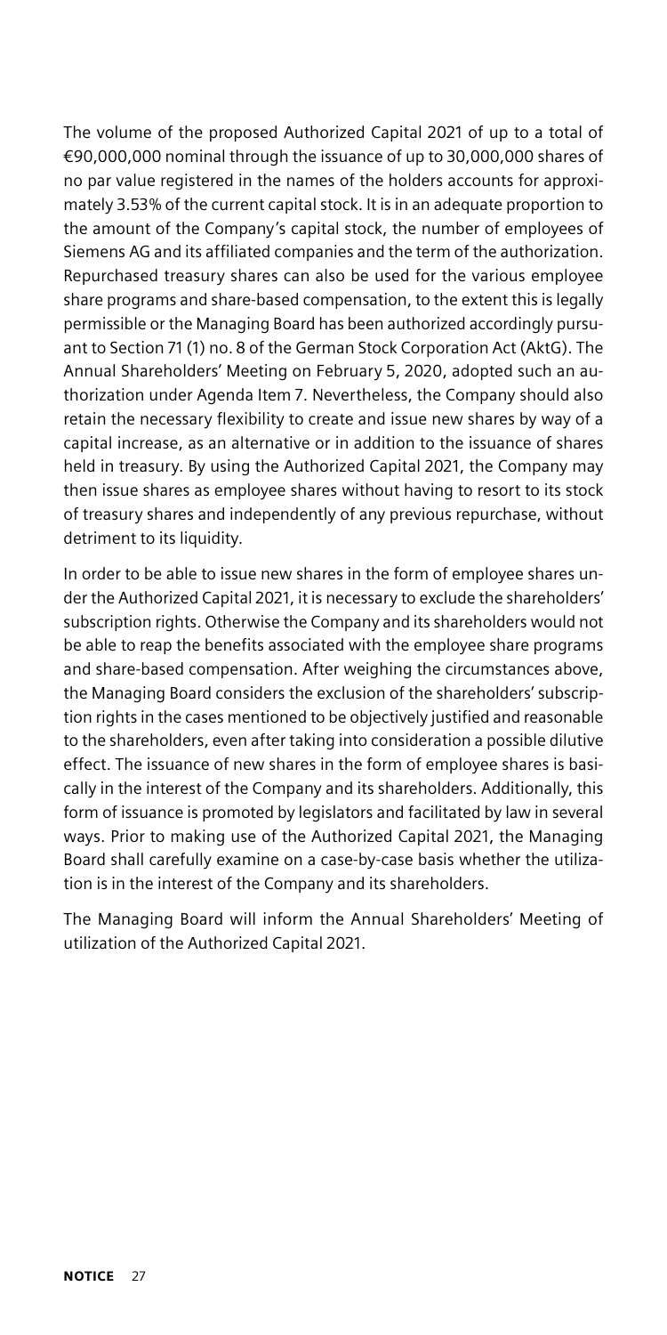The volume of the proposed Authorized Capital 2021 of up to a total of €90,000,000 nominal through the issuance of up to 30,000,000 shares of no par value registered in the names of the holders accounts for approximately 3.53% of the current capital stock. It is in an adequate proportion to the amount of the Company's capital stock, the number of employees of Siemens AG and its affiliated companies and the term of the authorization. Repurchased treasury shares can also be used for the various employee share programs and share-based compensation, to the extent this is legally permissible or the Managing Board has been authorized accordingly pursuant to Section 71 (1) no. 8 of the German Stock Corporation Act (AktG). The Annual Shareholders' Meeting on February 5, 2020, adopted such an authorization under Agenda Item 7. Nevertheless, the Company should also retain the necessary flexibility to create and issue new shares by way of a capital increase, as an alternative or in addition to the issuance of shares held in treasury. By using the Authorized Capital 2021, the Company may then issue shares as employee shares without having to resort to its stock of treasury shares and independently of any previous repurchase, without detriment to its liquidity.

In order to be able to issue new shares in the form of employee shares under the Authorized Capital 2021, it is necessary to exclude the shareholders' subscription rights. Otherwise the Company and its shareholders would not be able to reap the benefits associated with the employee share programs and share-based compensation. After weighing the circumstances above, the Managing Board considers the exclusion of the shareholders' subscription rights in the cases mentioned to be objectively justified and reasonable to the shareholders, even after taking into consideration a possible dilutive effect. The issuance of new shares in the form of employee shares is basically in the interest of the Company and its shareholders. Additionally, this form of issuance is promoted by legislators and facilitated by law in several ways. Prior to making use of the Authorized Capital 2021, the Managing Board shall carefully examine on a case-by-case basis whether the utilization is in the interest of the Company and its shareholders.

The Managing Board will inform the Annual Shareholders' Meeting of utilization of the Authorized Capital 2021.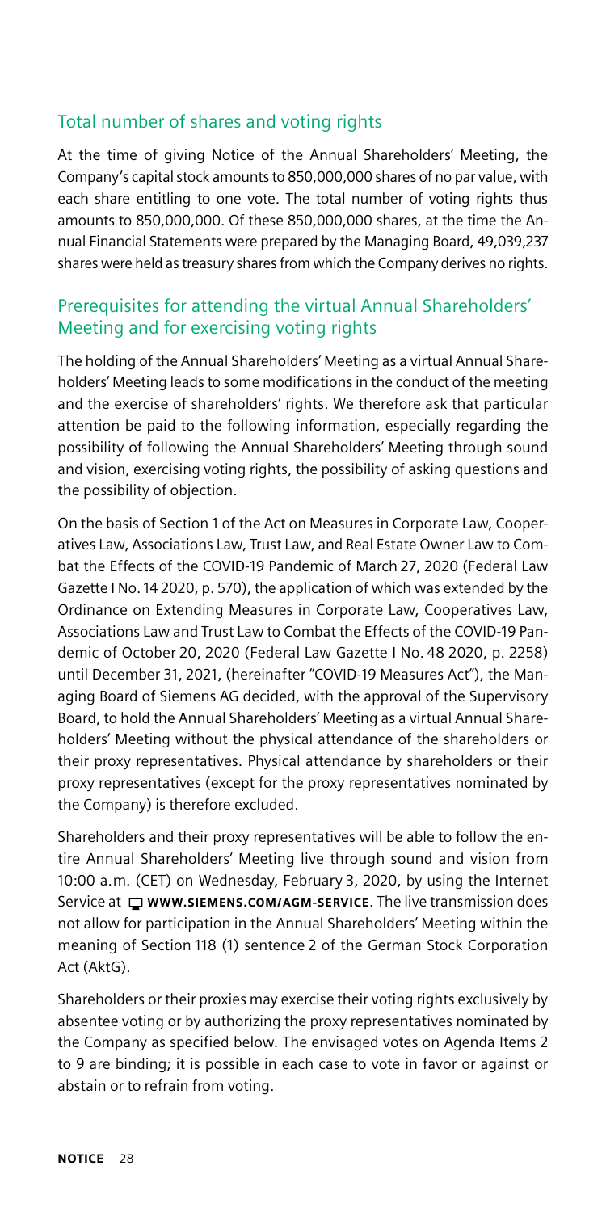## Total number of shares and voting rights

At the time of giving Notice of the Annual Shareholders' Meeting, the Company's capital stock amounts to 850,000,000 shares of no par value, with each share entitling to one vote. The total number of voting rights thus amounts to 850,000,000. Of these 850,000,000 shares, at the time the Annual Financial Statements were prepared by the Managing Board, 49,039,237 shares were held as treasury shares from which the Company derives no rights.

## Prerequisites for attending the virtual Annual Shareholders' Meeting and for exercising voting rights

The holding of the Annual Shareholders' Meeting as a virtual Annual Shareholders' Meeting leads to some modifications in the conduct of the meeting and the exercise of shareholders' rights. We therefore ask that particular attention be paid to the following information, especially regarding the possibility of following the Annual Shareholders' Meeting through sound and vision, exercising voting rights, the possibility of asking questions and the possibility of objection.

On the basis of Section 1 of the Act on Measures in Corporate Law, Cooperatives Law, Associations Law, Trust Law, and Real Estate Owner Law to Combat the Effects of the COVID-19 Pandemic of March 27, 2020 (Federal Law Gazette I No. 14 2020, p. 570), the application of which was extended by the Ordinance on Extending Measures in Corporate Law, Cooperatives Law, Associations Law and Trust Law to Combat the Effects of the COVID-19 Pandemic of October 20, 2020 (Federal Law Gazette I No. 48 2020, p. 2258) until December 31, 2021, (hereinafter "COVID-19 Measures Act"), the Managing Board of Siemens AG decided, with the approval of the Supervisory Board, to hold the Annual Shareholders' Meeting as a virtual Annual Shareholders' Meeting without the physical attendance of the shareholders or their proxy representatives. Physical attendance by shareholders or their proxy representatives (except for the proxy representatives nominated by the Company) is therefore excluded.

Shareholders and their proxy representatives will be able to follow the entire Annual Shareholders' Meeting live through sound and vision from 10:00 a.m. (CET) on Wednesday, February 3, 2020, by using the Internet Service at **WWW.SIEMENS.COM/AGM-SERVICE**. The live transmission does not allow for participation in the Annual Shareholders' Meeting within the meaning of Section 118 (1) sentence 2 of the German Stock Corporation Act (AktG).

Shareholders or their proxies may exercise their voting rights exclusively by absentee voting or by authorizing the proxy representatives nominated by the Company as specified below. The envisaged votes on Agenda Items 2 to 9 are binding; it is possible in each case to vote in favor or against or abstain or to refrain from voting.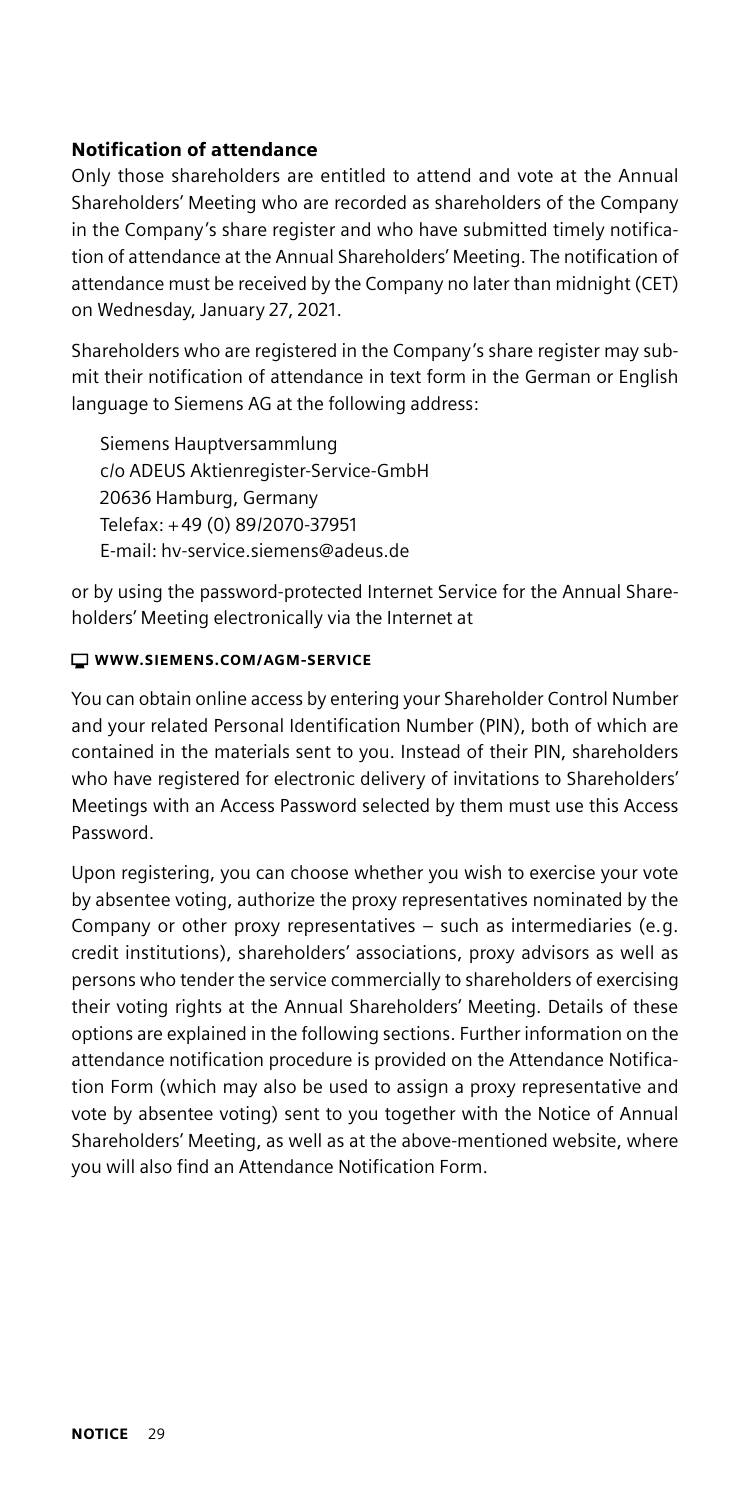### Notification of attendance

Only those shareholders are entitled to attend and vote at the Annual Shareholders' Meeting who are recorded as shareholders of the Company in the Company's share register and who have submitted timely notification of attendance at the Annual Shareholders' Meeting. The notification of attendance must be received by the Company no later than midnight (CET) on Wednesday, January 27, 2021.

Shareholders who are registered in the Company's share register may submit their notification of attendance in text form in the German or English language to Siemens AG at the following address:

Siemens Hauptversammlung
c/o ADEUS Aktienregister-Service-GmbH
20636 Hamburg, Germany
Telefax: +49 (0) 89/2070-37951
E-mail: hv-service.siemens@adeus.de

or by using the password-protected Internet Service for the Annual Shareholders' Meeting electronically via the Internet at

**WWW.SIEMENS.COM/AGM-SERVICE**

You can obtain online access by entering your Shareholder Control Number and your related Personal Identification Number (PIN), both of which are contained in the materials sent to you. Instead of their PIN, shareholders who have registered for electronic delivery of invitations to Shareholders' Meetings with an Access Password selected by them must use this Access Password.

Upon registering, you can choose whether you wish to exercise your vote by absentee voting, authorize the proxy representatives nominated by the Company or other proxy representatives – such as intermediaries (e.g. credit institutions), shareholders' associations, proxy advisors as well as persons who tender the service commercially to shareholders of exercising their voting rights at the Annual Shareholders' Meeting. Details of these options are explained in the following sections. Further information on the attendance notification procedure is provided on the Attendance Notification Form (which may also be used to assign a proxy representative and vote by absentee voting) sent to you together with the Notice of Annual Shareholders' Meeting, as well as at the above-mentioned website, where you will also find an Attendance Notification Form.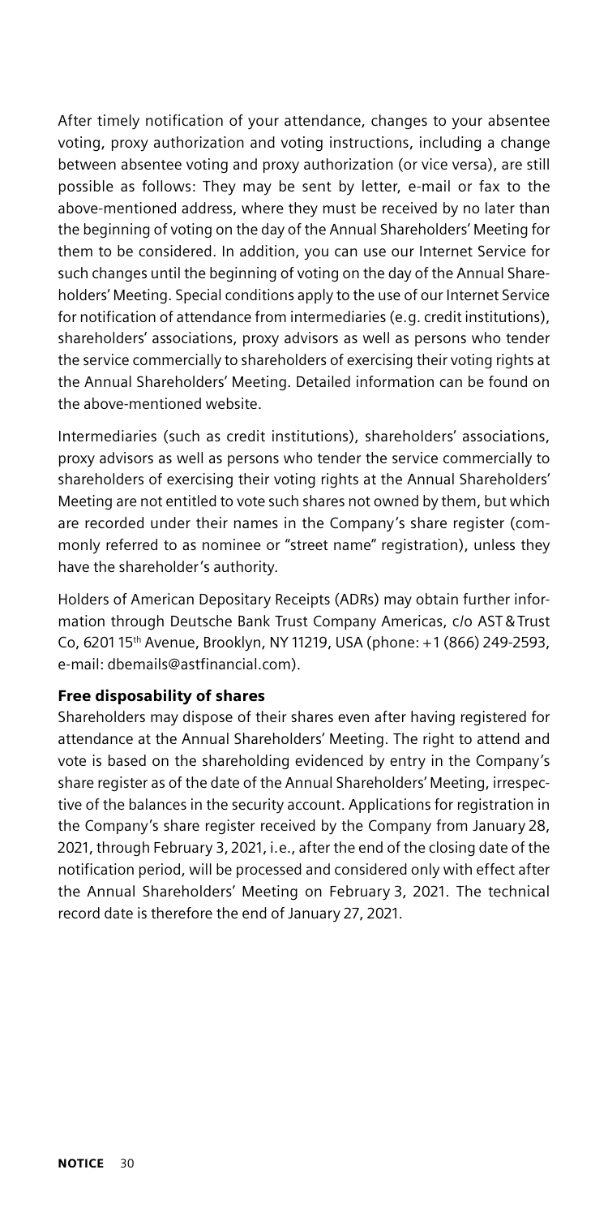After timely notification of your attendance, changes to your absentee voting, proxy authorization and voting instructions, including a change between absentee voting and proxy authorization (or vice versa), are still possible as follows: They may be sent by letter, e-mail or fax to the above-mentioned address, where they must be received by no later than the beginning of voting on the day of the Annual Shareholders' Meeting for them to be considered. In addition, you can use our Internet Service for such changes until the beginning of voting on the day of the Annual Shareholders' Meeting. Special conditions apply to the use of our Internet Service for notification of attendance from intermediaries (e.g. credit institutions), shareholders' associations, proxy advisors as well as persons who tender the service commercially to shareholders of exercising their voting rights at the Annual Shareholders' Meeting. Detailed information can be found on the above-mentioned website.

Intermediaries (such as credit institutions), shareholders' associations, proxy advisors as well as persons who tender the service commercially to shareholders of exercising their voting rights at the Annual Shareholders' Meeting are not entitled to vote such shares not owned by them, but which are recorded under their names in the Company's share register (commonly referred to as nominee or "street name" registration), unless they have the shareholder's authority.

Holders of American Depositary Receipts (ADRs) may obtain further information through Deutsche Bank Trust Company Americas, c/o AST & Trust Co, 6201 15th Avenue, Brooklyn, NY 11219, USA (phone: +1 (866) 249-2593, e-mail: dbemails@astfinancial.com).

**Free disposability of shares**

Shareholders may dispose of their shares even after having registered for attendance at the Annual Shareholders' Meeting. The right to attend and vote is based on the shareholding evidenced by entry in the Company's share register as of the date of the Annual Shareholders' Meeting, irrespective of the balances in the security account. Applications for registration in the Company's share register received by the Company from January 28, 2021, through February 3, 2021, i.e., after the end of the closing date of the notification period, will be processed and considered only with effect after the Annual Shareholders' Meeting on February 3, 2021. The technical record date is therefore the end of January 27, 2021.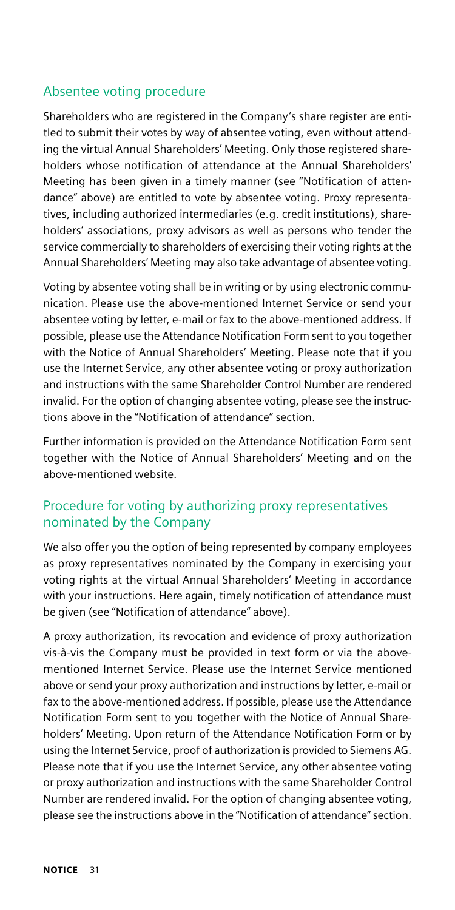## Absentee voting procedure

Shareholders who are registered in the Company's share register are entitled to submit their votes by way of absentee voting, even without attending the virtual Annual Shareholders' Meeting. Only those registered shareholders whose notification of attendance at the Annual Shareholders' Meeting has been given in a timely manner (see "Notification of attendance" above) are entitled to vote by absentee voting. Proxy representatives, including authorized intermediaries (e.g. credit institutions), shareholders' associations, proxy advisors as well as persons who tender the service commercially to shareholders of exercising their voting rights at the Annual Shareholders' Meeting may also take advantage of absentee voting.

Voting by absentee voting shall be in writing or by using electronic communication. Please use the above-mentioned Internet Service or send your absentee voting by letter, e-mail or fax to the above-mentioned address. If possible, please use the Attendance Notification Form sent to you together with the Notice of Annual Shareholders' Meeting. Please note that if you use the Internet Service, any other absentee voting or proxy authorization and instructions with the same Shareholder Control Number are rendered invalid. For the option of changing absentee voting, please see the instructions above in the "Notification of attendance" section.

Further information is provided on the Attendance Notification Form sent together with the Notice of Annual Shareholders' Meeting and on the above-mentioned website.

## Procedure for voting by authorizing proxy representatives nominated by the Company

We also offer you the option of being represented by company employees as proxy representatives nominated by the Company in exercising your voting rights at the virtual Annual Shareholders' Meeting in accordance with your instructions. Here again, timely notification of attendance must be given (see "Notification of attendance" above).

A proxy authorization, its revocation and evidence of proxy authorization vis-à-vis the Company must be provided in text form or via the above-mentioned Internet Service. Please use the Internet Service mentioned above or send your proxy authorization and instructions by letter, e-mail or fax to the above-mentioned address. If possible, please use the Attendance Notification Form sent to you together with the Notice of Annual Shareholders' Meeting. Upon return of the Attendance Notification Form or by using the Internet Service, proof of authorization is provided to Siemens AG. Please note that if you use the Internet Service, any other absentee voting or proxy authorization and instructions with the same Shareholder Control Number are rendered invalid. For the option of changing absentee voting, please see the instructions above in the "Notification of attendance" section.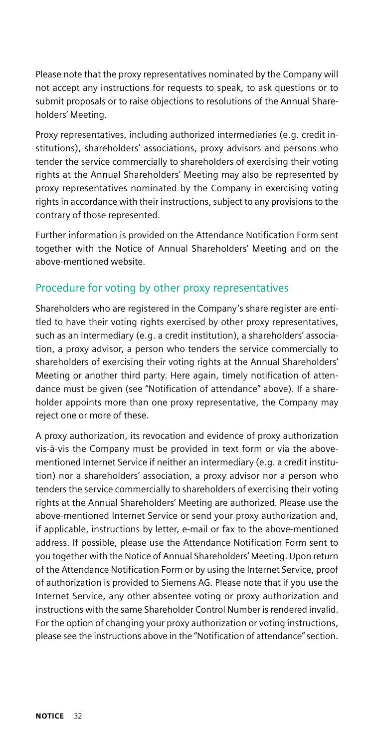Please note that the proxy representatives nominated by the Company will not accept any instructions for requests to speak, to ask questions or to submit proposals or to raise objections to resolutions of the Annual Shareholders' Meeting.

Proxy representatives, including authorized intermediaries (e.g. credit institutions), shareholders' associations, proxy advisors and persons who tender the service commercially to shareholders of exercising their voting rights at the Annual Shareholders' Meeting may also be represented by proxy representatives nominated by the Company in exercising voting rights in accordance with their instructions, subject to any provisions to the contrary of those represented.

Further information is provided on the Attendance Notification Form sent together with the Notice of Annual Shareholders' Meeting and on the above-mentioned website.

## Procedure for voting by other proxy representatives

Shareholders who are registered in the Company's share register are entitled to have their voting rights exercised by other proxy representatives, such as an intermediary (e.g. a credit institution), a shareholders' association, a proxy advisor, a person who tenders the service commercially to shareholders of exercising their voting rights at the Annual Shareholders' Meeting or another third party. Here again, timely notification of attendance must be given (see "Notification of attendance" above). If a shareholder appoints more than one proxy representative, the Company may reject one or more of these.

A proxy authorization, its revocation and evidence of proxy authorization vis-à-vis the Company must be provided in text form or via the above-mentioned Internet Service if neither an intermediary (e.g. a credit institution) nor a shareholders' association, a proxy advisor nor a person who tenders the service commercially to shareholders of exercising their voting rights at the Annual Shareholders' Meeting are authorized. Please use the above-mentioned Internet Service or send your proxy authorization and, if applicable, instructions by letter, e-mail or fax to the above-mentioned address. If possible, please use the Attendance Notification Form sent to you together with the Notice of Annual Shareholders' Meeting. Upon return of the Attendance Notification Form or by using the Internet Service, proof of authorization is provided to Siemens AG. Please note that if you use the Internet Service, any other absentee voting or proxy authorization and instructions with the same Shareholder Control Number is rendered invalid. For the option of changing your proxy authorization or voting instructions, please see the instructions above in the "Notification of attendance" section.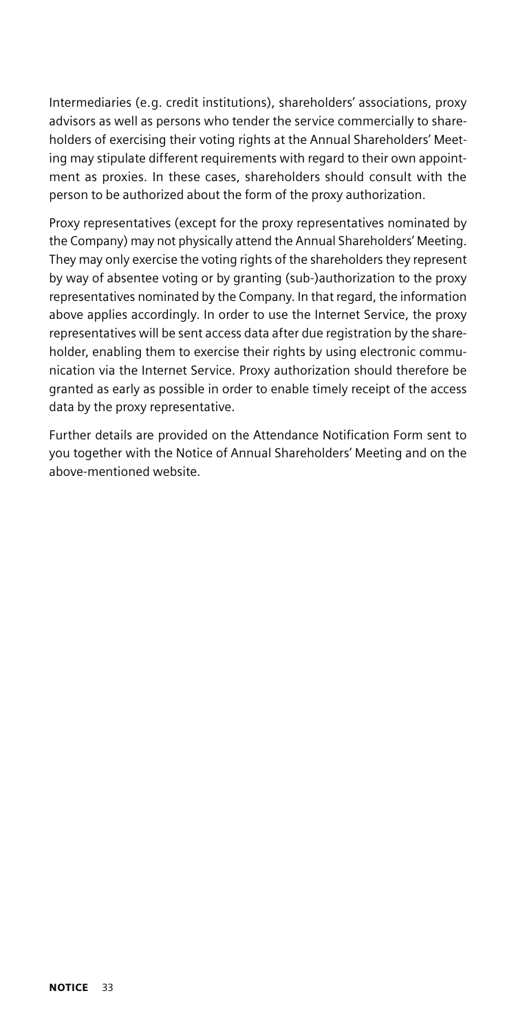Intermediaries (e.g. credit institutions), shareholders' associations, proxy advisors as well as persons who tender the service commercially to shareholders of exercising their voting rights at the Annual Shareholders' Meeting may stipulate different requirements with regard to their own appointment as proxies. In these cases, shareholders should consult with the person to be authorized about the form of the proxy authorization.

Proxy representatives (except for the proxy representatives nominated by the Company) may not physically attend the Annual Shareholders' Meeting. They may only exercise the voting rights of the shareholders they represent by way of absentee voting or by granting (sub-)authorization to the proxy representatives nominated by the Company. In that regard, the information above applies accordingly. In order to use the Internet Service, the proxy representatives will be sent access data after due registration by the shareholder, enabling them to exercise their rights by using electronic communication via the Internet Service. Proxy authorization should therefore be granted as early as possible in order to enable timely receipt of the access data by the proxy representative.

Further details are provided on the Attendance Notification Form sent to you together with the Notice of Annual Shareholders' Meeting and on the above-mentioned website.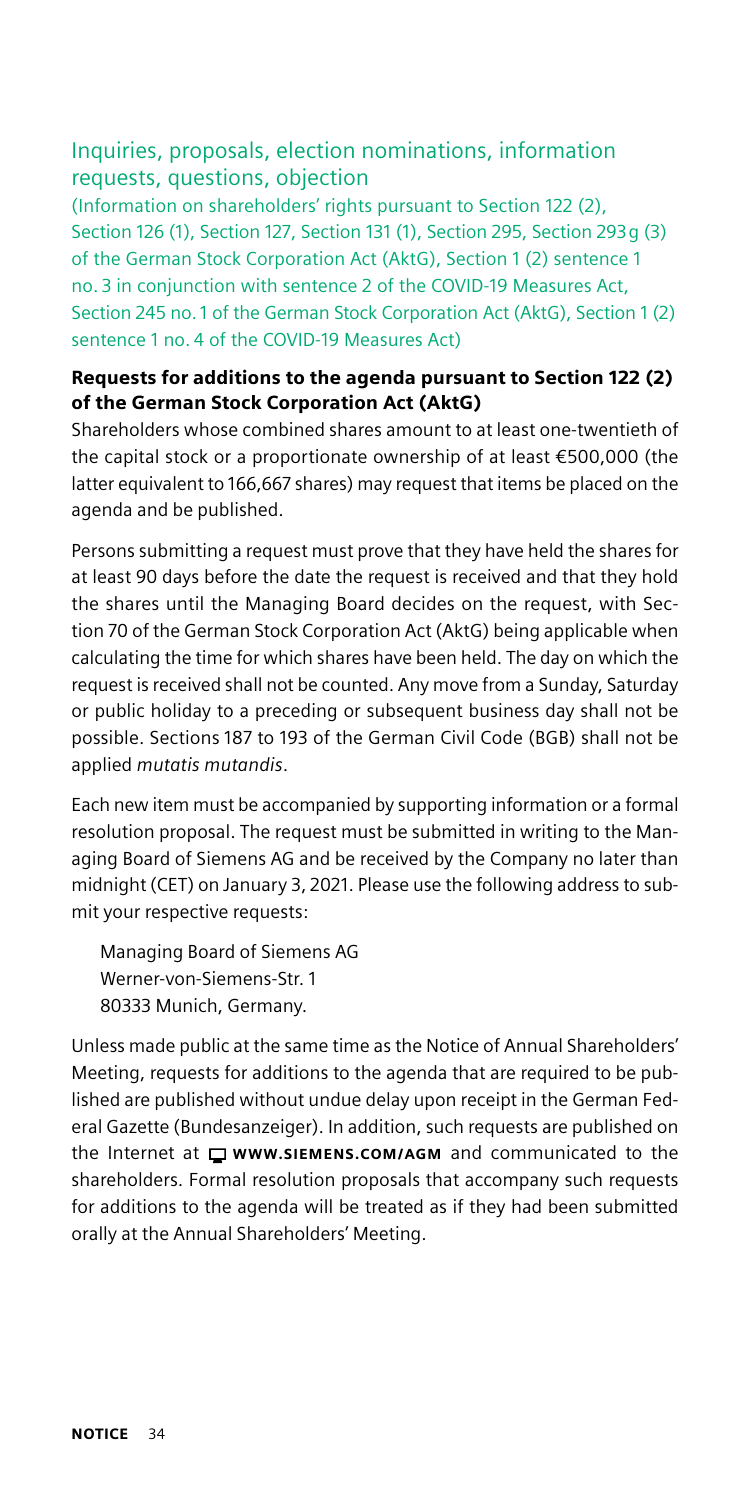## Inquiries, proposals, election nominations, information requests, questions, objection

(Information on shareholders' rights pursuant to Section 122 (2), Section 126 (1), Section 127, Section 131 (1), Section 295, Section 293g (3) of the German Stock Corporation Act (AktG), Section 1 (2) sentence 1 no. 3 in conjunction with sentence 2 of the COVID-19 Measures Act, Section 245 no. 1 of the German Stock Corporation Act (AktG), Section 1 (2) sentence 1 no. 4 of the COVID-19 Measures Act)

### Requests for additions to the agenda pursuant to Section 122 (2) of the German Stock Corporation Act (AktG)

Shareholders whose combined shares amount to at least one-twentieth of the capital stock or a proportionate ownership of at least €500,000 (the latter equivalent to 166,667 shares) may request that items be placed on the agenda and be published.

Persons submitting a request must prove that they have held the shares for at least 90 days before the date the request is received and that they hold the shares until the Managing Board decides on the request, with Section 70 of the German Stock Corporation Act (AktG) being applicable when calculating the time for which shares have been held. The day on which the request is received shall not be counted. Any move from a Sunday, Saturday or public holiday to a preceding or subsequent business day shall not be possible. Sections 187 to 193 of the German Civil Code (BGB) shall not be applied *mutatis mutandis*.

Each new item must be accompanied by supporting information or a formal resolution proposal. The request must be submitted in writing to the Managing Board of Siemens AG and be received by the Company no later than midnight (CET) on January 3, 2021. Please use the following address to submit your respective requests:

Managing Board of Siemens AG
Werner-von-Siemens-Str. 1
80333 Munich, Germany.

Unless made public at the same time as the Notice of Annual Shareholders' Meeting, requests for additions to the agenda that are required to be published are published without undue delay upon receipt in the German Federal Gazette (Bundesanzeiger). In addition, such requests are published on the Internet at **WWW.SIEMENS.COM/AGM** and communicated to the shareholders. Formal resolution proposals that accompany such requests for additions to the agenda will be treated as if they had been submitted orally at the Annual Shareholders' Meeting.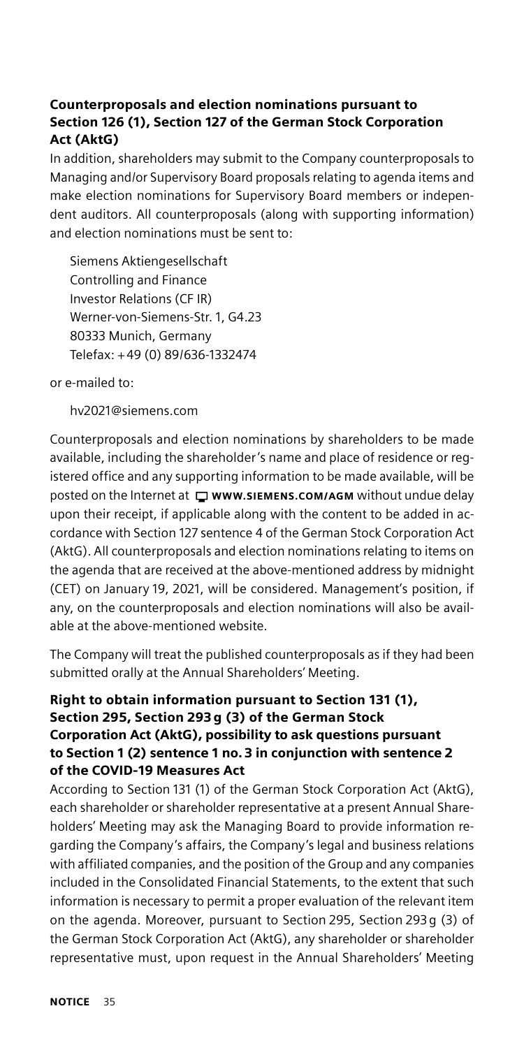### Counterproposals and election nominations pursuant to Section 126 (1), Section 127 of the German Stock Corporation Act (AktG)

In addition, shareholders may submit to the Company counterproposals to Managing and/or Supervisory Board proposals relating to agenda items and make election nominations for Supervisory Board members or independent auditors. All counterproposals (along with supporting information) and election nominations must be sent to:

Siemens Aktiengesellschaft
Controlling and Finance
Investor Relations (CF IR)
Werner-von-Siemens-Str. 1, G4.23
80333 Munich, Germany
Telefax: +49 (0) 89/636-1332474

or e-mailed to:

hv2021@siemens.com

Counterproposals and election nominations by shareholders to be made available, including the shareholder's name and place of residence or registered office and any supporting information to be made available, will be posted on the Internet at **WWW.SIEMENS.COM/AGM** without undue delay upon their receipt, if applicable along with the content to be added in accordance with Section 127 sentence 4 of the German Stock Corporation Act (AktG). All counterproposals and election nominations relating to items on the agenda that are received at the above-mentioned address by midnight (CET) on January 19, 2021, will be considered. Management's position, if any, on the counterproposals and election nominations will also be available at the above-mentioned website.

The Company will treat the published counterproposals as if they had been submitted orally at the Annual Shareholders' Meeting.

### Right to obtain information pursuant to Section 131 (1), Section 295, Section 293 g (3) of the German Stock Corporation Act (AktG), possibility to ask questions pursuant to Section 1 (2) sentence 1 no. 3 in conjunction with sentence 2 of the COVID-19 Measures Act

According to Section 131 (1) of the German Stock Corporation Act (AktG), each shareholder or shareholder representative at a present Annual Shareholders' Meeting may ask the Managing Board to provide information regarding the Company's affairs, the Company's legal and business relations with affiliated companies, and the position of the Group and any companies included in the Consolidated Financial Statements, to the extent that such information is necessary to permit a proper evaluation of the relevant item on the agenda. Moreover, pursuant to Section 295, Section 293 g (3) of the German Stock Corporation Act (AktG), any shareholder or shareholder representative must, upon request in the Annual Shareholders' Meeting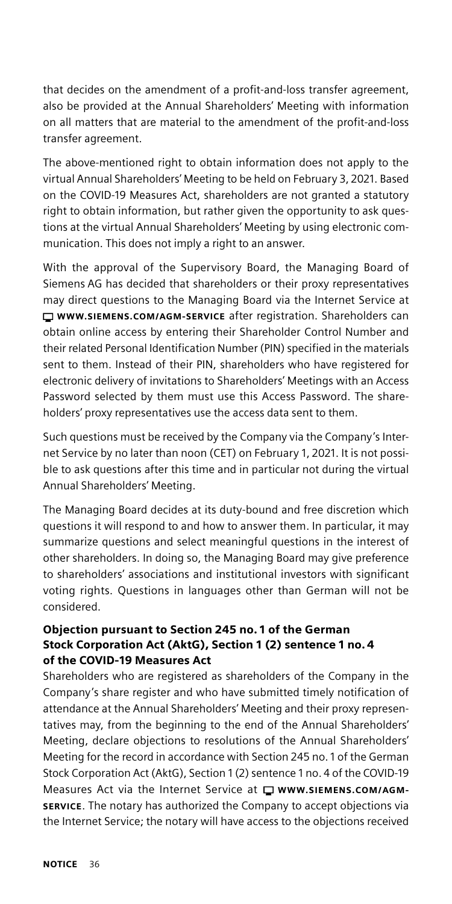that decides on the amendment of a profit-and-loss transfer agreement, also be provided at the Annual Shareholders' Meeting with information on all matters that are material to the amendment of the profit-and-loss transfer agreement.

The above-mentioned right to obtain information does not apply to the virtual Annual Shareholders' Meeting to be held on February 3, 2021. Based on the COVID-19 Measures Act, shareholders are not granted a statutory right to obtain information, but rather given the opportunity to ask questions at the virtual Annual Shareholders' Meeting by using electronic communication. This does not imply a right to an answer.

With the approval of the Supervisory Board, the Managing Board of Siemens AG has decided that shareholders or their proxy representatives may direct questions to the Managing Board via the Internet Service at **WWW.SIEMENS.COM/AGM-SERVICE** after registration. Shareholders can obtain online access by entering their Shareholder Control Number and their related Personal Identification Number (PIN) specified in the materials sent to them. Instead of their PIN, shareholders who have registered for electronic delivery of invitations to Shareholders' Meetings with an Access Password selected by them must use this Access Password. The shareholders' proxy representatives use the access data sent to them.

Such questions must be received by the Company via the Company's Internet Service by no later than noon (CET) on February 1, 2021. It is not possible to ask questions after this time and in particular not during the virtual Annual Shareholders' Meeting.

The Managing Board decides at its duty-bound and free discretion which questions it will respond to and how to answer them. In particular, it may summarize questions and select meaningful questions in the interest of other shareholders. In doing so, the Managing Board may give preference to shareholders' associations and institutional investors with significant voting rights. Questions in languages other than German will not be considered.

### Objection pursuant to Section 245 no. 1 of the German Stock Corporation Act (AktG), Section 1 (2) sentence 1 no. 4 of the COVID-19 Measures Act

Shareholders who are registered as shareholders of the Company in the Company's share register and who have submitted timely notification of attendance at the Annual Shareholders' Meeting and their proxy representatives may, from the beginning to the end of the Annual Shareholders' Meeting, declare objections to resolutions of the Annual Shareholders' Meeting for the record in accordance with Section 245 no. 1 of the German Stock Corporation Act (AktG), Section 1 (2) sentence 1 no. 4 of the COVID-19 Measures Act via the Internet Service at **WWW.SIEMENS.COM/AGM-SERVICE**. The notary has authorized the Company to accept objections via the Internet Service; the notary will have access to the objections received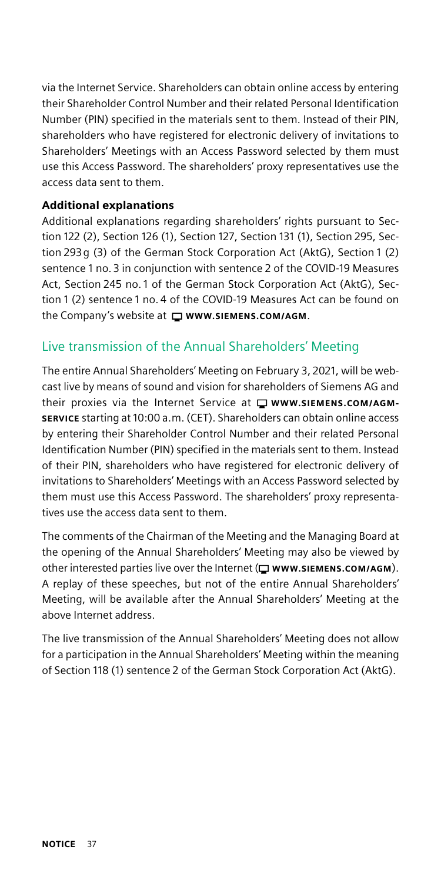via the Internet Service. Shareholders can obtain online access by entering their Shareholder Control Number and their related Personal Identification Number (PIN) specified in the materials sent to them. Instead of their PIN, shareholders who have registered for electronic delivery of invitations to Shareholders' Meetings with an Access Password selected by them must use this Access Password. The shareholders' proxy representatives use the access data sent to them.

**Additional explanations**

Additional explanations regarding shareholders' rights pursuant to Section 122 (2), Section 126 (1), Section 127, Section 131 (1), Section 295, Section 293 g (3) of the German Stock Corporation Act (AktG), Section 1 (2) sentence 1 no. 3 in conjunction with sentence 2 of the COVID-19 Measures Act, Section 245 no. 1 of the German Stock Corporation Act (AktG), Section 1 (2) sentence 1 no. 4 of the COVID-19 Measures Act can be found on the Company's website at **WWW.SIEMENS.COM/AGM**.

## Live transmission of the Annual Shareholders' Meeting

The entire Annual Shareholders' Meeting on February 3, 2021, will be webcast live by means of sound and vision for shareholders of Siemens AG and their proxies via the Internet Service at **WWW.SIEMENS.COM/AGM-SERVICE** starting at 10:00 a.m. (CET). Shareholders can obtain online access by entering their Shareholder Control Number and their related Personal Identification Number (PIN) specified in the materials sent to them. Instead of their PIN, shareholders who have registered for electronic delivery of invitations to Shareholders' Meetings with an Access Password selected by them must use this Access Password. The shareholders' proxy representatives use the access data sent to them.

The comments of the Chairman of the Meeting and the Managing Board at the opening of the Annual Shareholders' Meeting may also be viewed by other interested parties live over the Internet (**WWW.SIEMENS.COM/AGM**). A replay of these speeches, but not of the entire Annual Shareholders' Meeting, will be available after the Annual Shareholders' Meeting at the above Internet address.

The live transmission of the Annual Shareholders' Meeting does not allow for a participation in the Annual Shareholders' Meeting within the meaning of Section 118 (1) sentence 2 of the German Stock Corporation Act (AktG).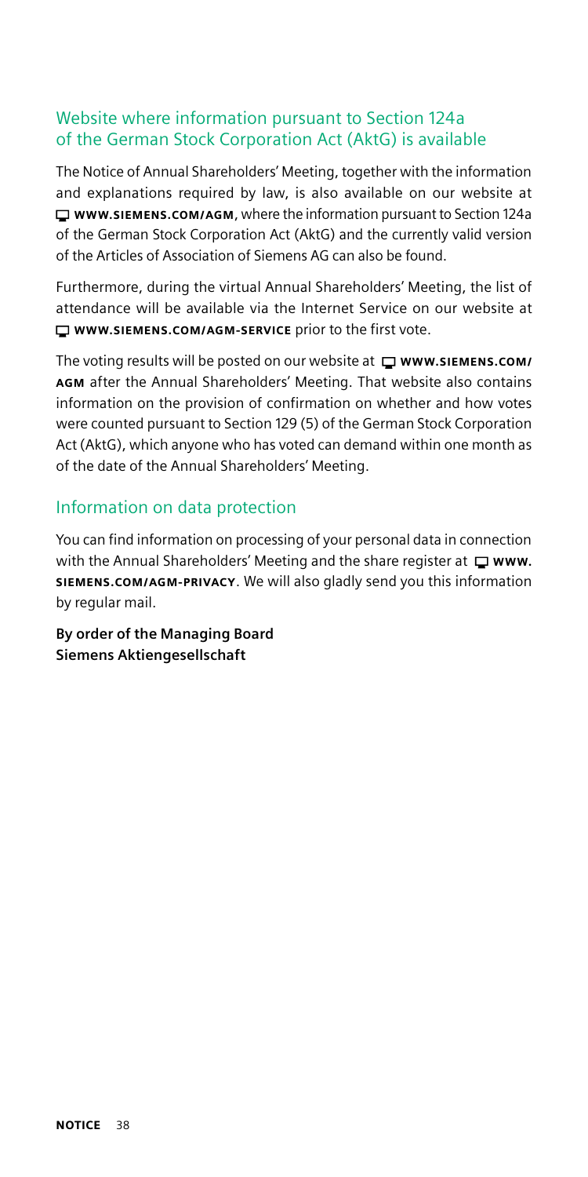## Website where information pursuant to Section 124a of the German Stock Corporation Act (AktG) is available

The Notice of Annual Shareholders' Meeting, together with the information and explanations required by law, is also available on our website at **WWW.SIEMENS.COM/AGM**, where the information pursuant to Section 124a of the German Stock Corporation Act (AktG) and the currently valid version of the Articles of Association of Siemens AG can also be found.

Furthermore, during the virtual Annual Shareholders' Meeting, the list of attendance will be available via the Internet Service on our website at **WWW.SIEMENS.COM/AGM-SERVICE** prior to the first vote.

The voting results will be posted on our website at **WWW.SIEMENS.COM/AGM** after the Annual Shareholders' Meeting. That website also contains information on the provision of confirmation on whether and how votes were counted pursuant to Section 129 (5) of the German Stock Corporation Act (AktG), which anyone who has voted can demand within one month as of the date of the Annual Shareholders' Meeting.

## Information on data protection

You can find information on processing of your personal data in connection with the Annual Shareholders' Meeting and the share register at **WWW.SIEMENS.COM/AGM-PRIVACY**. We will also gladly send you this information by regular mail.

**By order of the Managing Board**
**Siemens Aktiengesellschaft**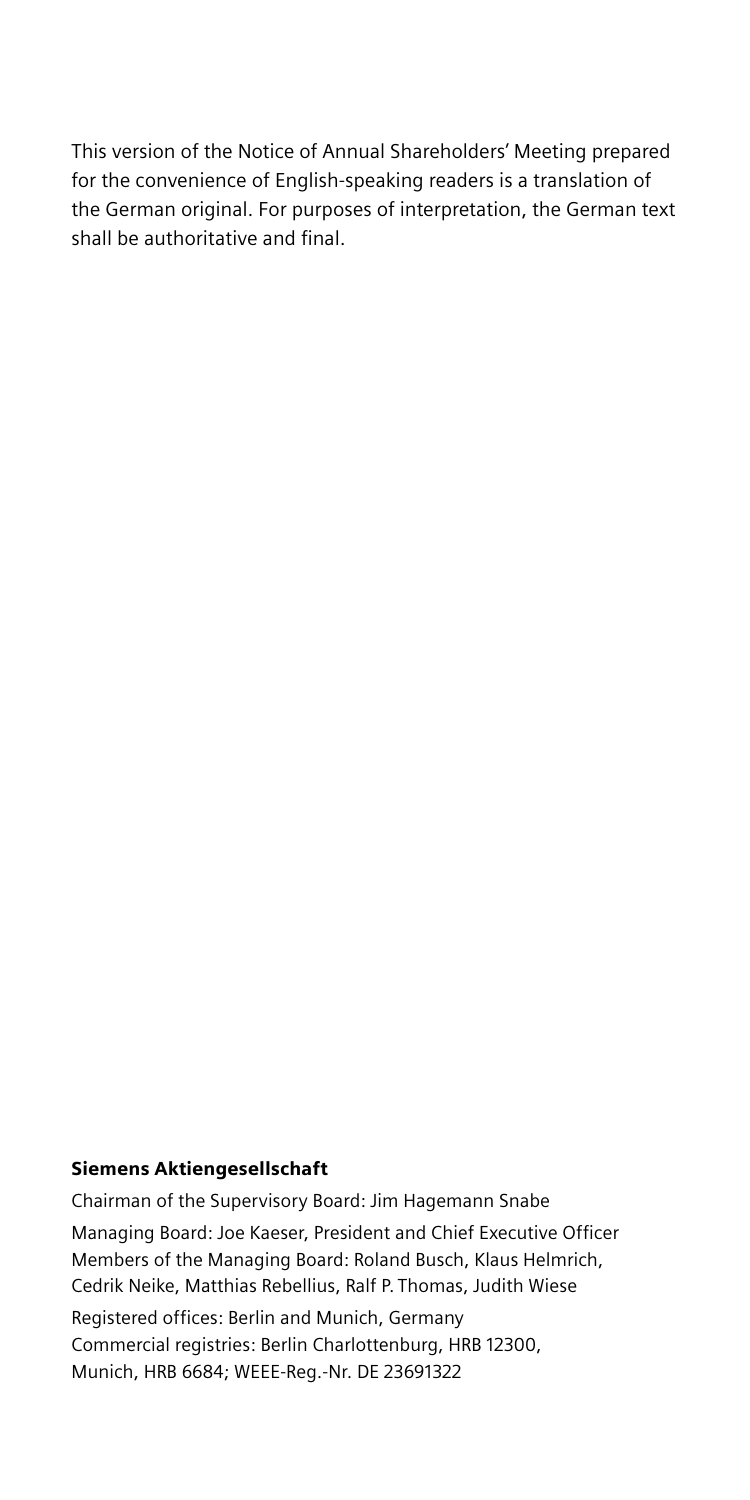This version of the Notice of Annual Shareholders' Meeting prepared for the convenience of English-speaking readers is a translation of the German original. For purposes of interpretation, the German text shall be authoritative and final.

**Siemens Aktiengesellschaft**

Chairman of the Supervisory Board: Jim Hagemann Snabe

Managing Board: Joe Kaeser, President and Chief Executive Officer
Members of the Managing Board: Roland Busch, Klaus Helmrich, Cedrik Neike, Matthias Rebellius, Ralf P. Thomas, Judith Wiese

Registered offices: Berlin and Munich, Germany
Commercial registries: Berlin Charlottenburg, HRB 12300, Munich, HRB 6684; WEEE-Reg.-Nr. DE 23691322